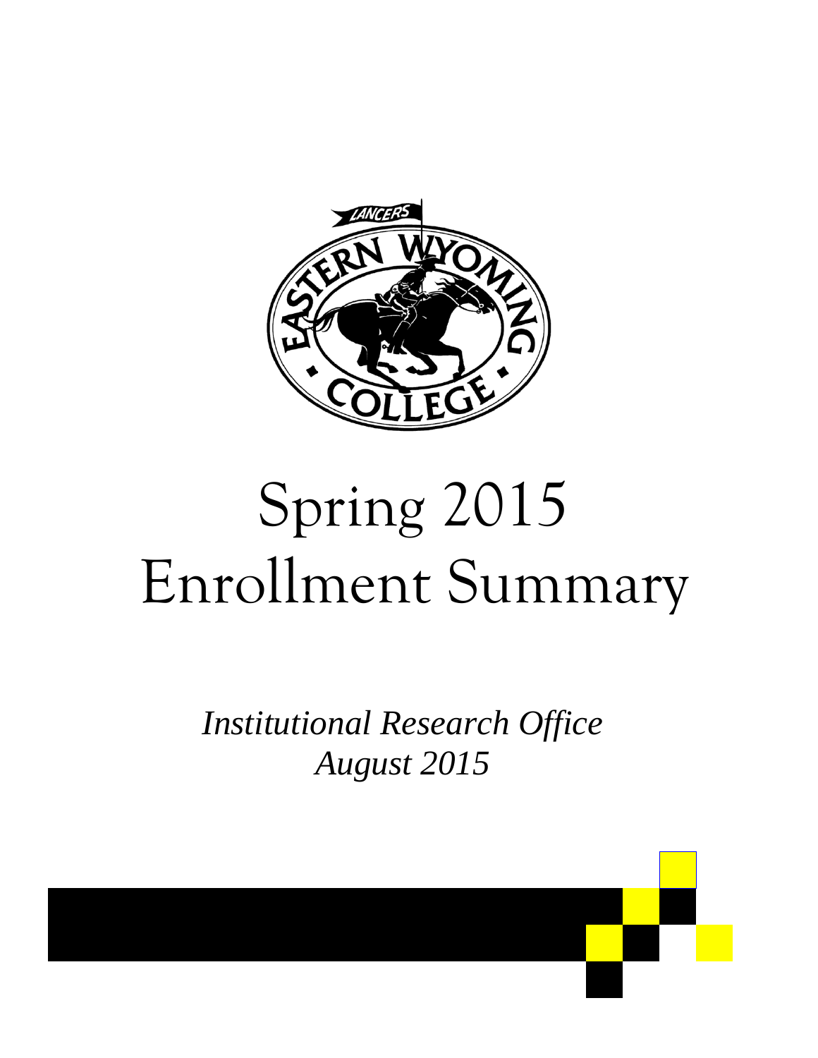# Spring 2015 Enrollment Summary

*Institutional Research Office*
*August 2015*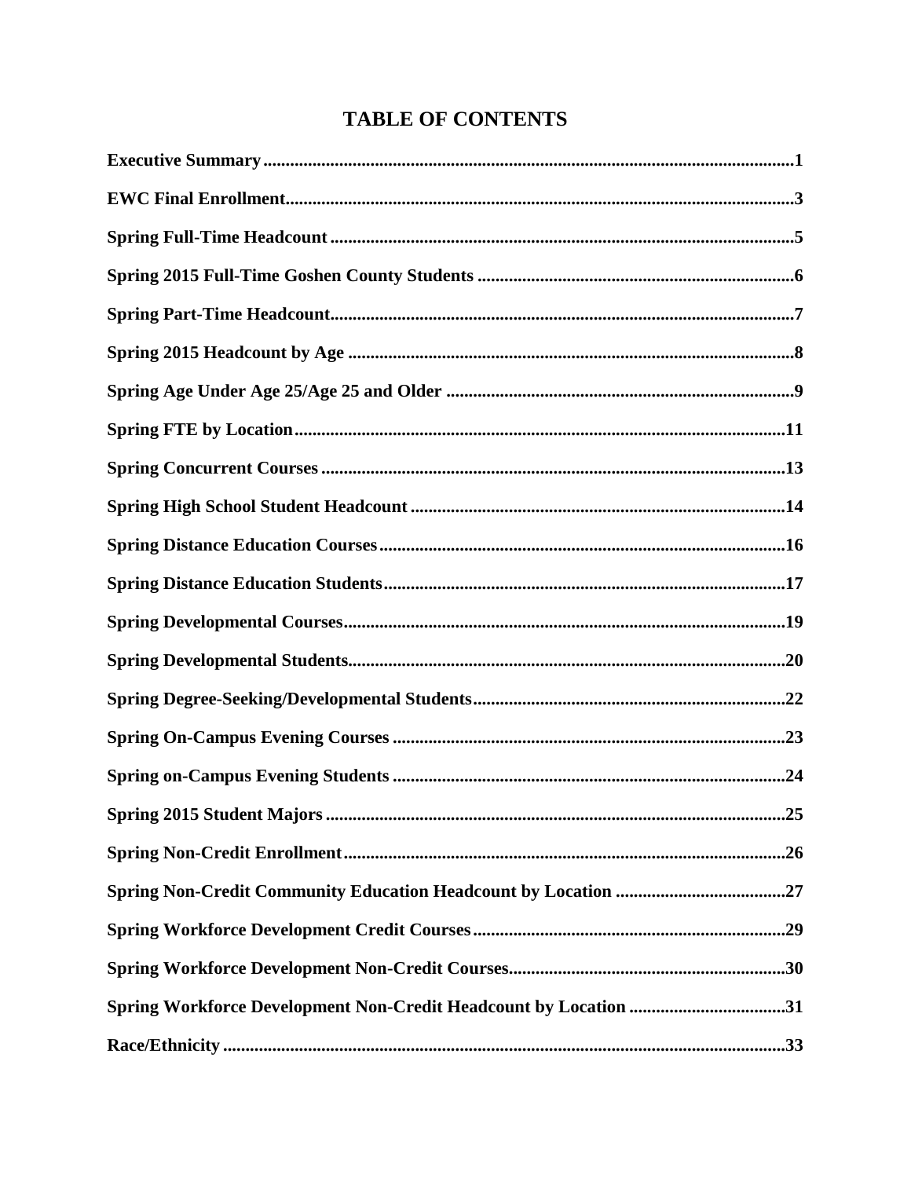# TABLE OF CONTENTS

**Executive Summary.......................................................................................................................1**

**EWC Final Enrollment..................................................................................................................3**

**Spring Full-Time Headcount.........................................................................................................5**

**Spring 2015 Full-Time Goshen County Students .......................................................................6**

**Spring Part-Time Headcount.........................................................................................................7**

**Spring 2015 Headcount by Age ....................................................................................................8**

**Spring Age Under Age 25/Age 25 and Older ..............................................................................9**

**Spring FTE by Location..............................................................................................................11**

**Spring Concurrent Courses .........................................................................................................13**

**Spring High School Student Headcount ....................................................................................14**

**Spring Distance Education Courses...........................................................................................16**

**Spring Distance Education Students..........................................................................................17**

**Spring Developmental Courses...................................................................................................19**

**Spring Developmental Students..................................................................................................20**

**Spring Degree-Seeking/Developmental Students......................................................................22**

**Spring On-Campus Evening Courses ........................................................................................23**

**Spring on-Campus Evening Students ........................................................................................24**

**Spring 2015 Student Majors .......................................................................................................25**

**Spring Non-Credit Enrollment...................................................................................................26**

**Spring Non-Credit Community Education Headcount by Location ......................................27**

**Spring Workforce Development Credit Courses.......................................................................29**

**Spring Workforce Development Non-Credit Courses..............................................................30**

**Spring Workforce Development Non-Credit Headcount by Location ....................................31**

**Race/Ethnicity .............................................................................................................................33**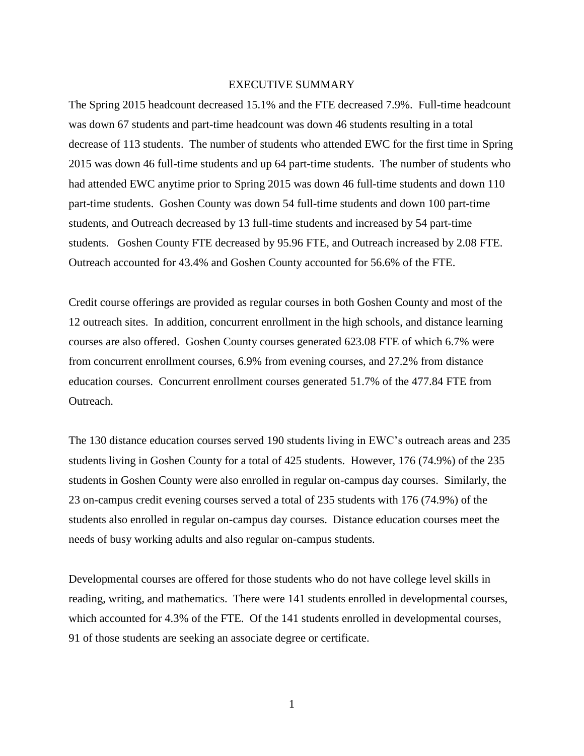# EXECUTIVE SUMMARY

The Spring 2015 headcount decreased 15.1% and the FTE decreased 7.9%. Full-time headcount was down 67 students and part-time headcount was down 46 students resulting in a total decrease of 113 students. The number of students who attended EWC for the first time in Spring 2015 was down 46 full-time students and up 64 part-time students. The number of students who had attended EWC anytime prior to Spring 2015 was down 46 full-time students and down 110 part-time students. Goshen County was down 54 full-time students and down 100 part-time students, and Outreach decreased by 13 full-time students and increased by 54 part-time students. Goshen County FTE decreased by 95.96 FTE, and Outreach increased by 2.08 FTE. Outreach accounted for 43.4% and Goshen County accounted for 56.6% of the FTE.

Credit course offerings are provided as regular courses in both Goshen County and most of the 12 outreach sites. In addition, concurrent enrollment in the high schools, and distance learning courses are also offered. Goshen County courses generated 623.08 FTE of which 6.7% were from concurrent enrollment courses, 6.9% from evening courses, and 27.2% from distance education courses. Concurrent enrollment courses generated 51.7% of the 477.84 FTE from Outreach.

The 130 distance education courses served 190 students living in EWC's outreach areas and 235 students living in Goshen County for a total of 425 students. However, 176 (74.9%) of the 235 students in Goshen County were also enrolled in regular on-campus day courses. Similarly, the 23 on-campus credit evening courses served a total of 235 students with 176 (74.9%) of the students also enrolled in regular on-campus day courses. Distance education courses meet the needs of busy working adults and also regular on-campus students.

Developmental courses are offered for those students who do not have college level skills in reading, writing, and mathematics. There were 141 students enrolled in developmental courses, which accounted for 4.3% of the FTE. Of the 141 students enrolled in developmental courses, 91 of those students are seeking an associate degree or certificate.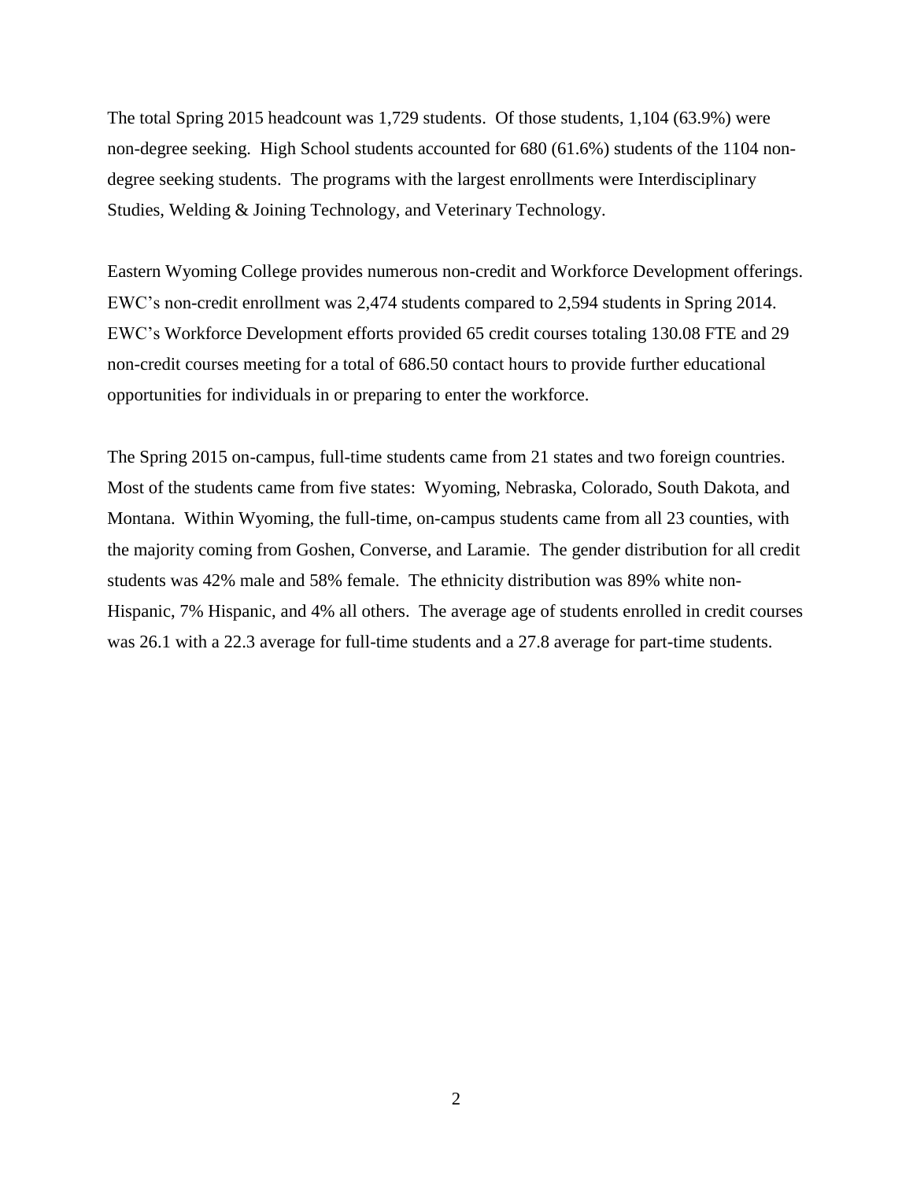The total Spring 2015 headcount was 1,729 students. Of those students, 1,104 (63.9%) were non-degree seeking. High School students accounted for 680 (61.6%) students of the 1104 non-degree seeking students. The programs with the largest enrollments were Interdisciplinary Studies, Welding & Joining Technology, and Veterinary Technology.

Eastern Wyoming College provides numerous non-credit and Workforce Development offerings. EWC's non-credit enrollment was 2,474 students compared to 2,594 students in Spring 2014. EWC's Workforce Development efforts provided 65 credit courses totaling 130.08 FTE and 29 non-credit courses meeting for a total of 686.50 contact hours to provide further educational opportunities for individuals in or preparing to enter the workforce.

The Spring 2015 on-campus, full-time students came from 21 states and two foreign countries. Most of the students came from five states: Wyoming, Nebraska, Colorado, South Dakota, and Montana. Within Wyoming, the full-time, on-campus students came from all 23 counties, with the majority coming from Goshen, Converse, and Laramie. The gender distribution for all credit students was 42% male and 58% female. The ethnicity distribution was 89% white non-Hispanic, 7% Hispanic, and 4% all others. The average age of students enrolled in credit courses was 26.1 with a 22.3 average for full-time students and a 27.8 average for part-time students.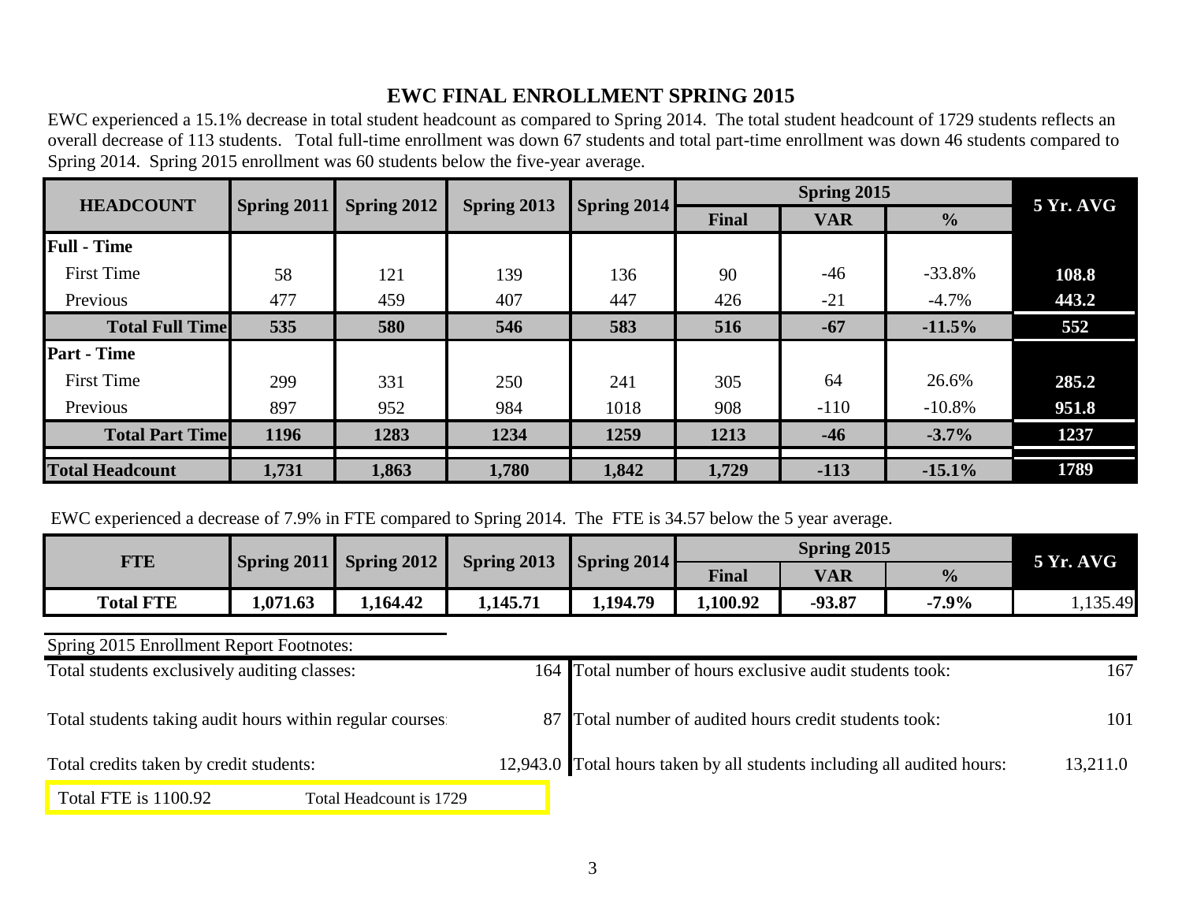# EWC FINAL ENROLLMENT SPRING 2015

EWC experienced a 15.1% decrease in total student headcount as compared to Spring 2014. The total student headcount of 1729 students reflects an overall decrease of 113 students. Total full-time enrollment was down 67 students and total part-time enrollment was down 46 students compared to Spring 2014. Spring 2015 enrollment was 60 students below the five-year average.

| HEADCOUNT | Spring 2011 | Spring 2012 | Spring 2013 | Spring 2014 | Spring 2015 | | | 5 Yr. AVG |
|---|---|---|---|---|---|---|---|---|
| | | | | | Final | VAR | % | |
| **Full - Time** | | | | | | | | |
| First Time | 58 | 121 | 139 | 136 | 90 | -46 | -33.8% | **108.8** |
| Previous | 477 | 459 | 407 | 447 | 426 | -21 | -4.7% | **443.2** |
| **Total Full Time** | **535** | **580** | **546** | **583** | **516** | **-67** | **-11.5%** | **552** |
| **Part - Time** | | | | | | | | |
| First Time | 299 | 331 | 250 | 241 | 305 | 64 | 26.6% | **285.2** |
| Previous | 897 | 952 | 984 | 1018 | 908 | -110 | -10.8% | **951.8** |
| **Total Part Time** | **1196** | **1283** | **1234** | **1259** | **1213** | **-46** | **-3.7%** | **1237** |
| **Total Headcount** | **1,731** | **1,863** | **1,780** | **1,842** | **1,729** | **-113** | **-15.1%** | **1789** |

EWC experienced a decrease of 7.9% in FTE compared to Spring 2014. The FTE is 34.57 below the 5 year average.

| FTE | Spring 2011 | Spring 2012 | Spring 2013 | Spring 2014 | Spring 2015 | | | 5 Yr. AVG |
|---|---|---|---|---|---|---|---|---|
| | | | | | Final | VAR | % | |
| **Total FTE** | **1,071.63** | **1,164.42** | **1,145.71** | **1,194.79** | **1,100.92** | **-93.87** | **-7.9%** | 1,135.49 |

Spring 2015 Enrollment Report Footnotes:

| | | | |
|---|---|---|---|
| Total students exclusively auditing classes: | 164 | Total number of hours exclusive audit students took: | 167 |
| Total students taking audit hours within regular courses: | 87 | Total number of audited hours credit students took: | 101 |
| Total credits taken by credit students: | 12,943.0 | Total hours taken by all students including all audited hours: | 13,211.0 |

Total FTE is 1100.92 Total Headcount is 1729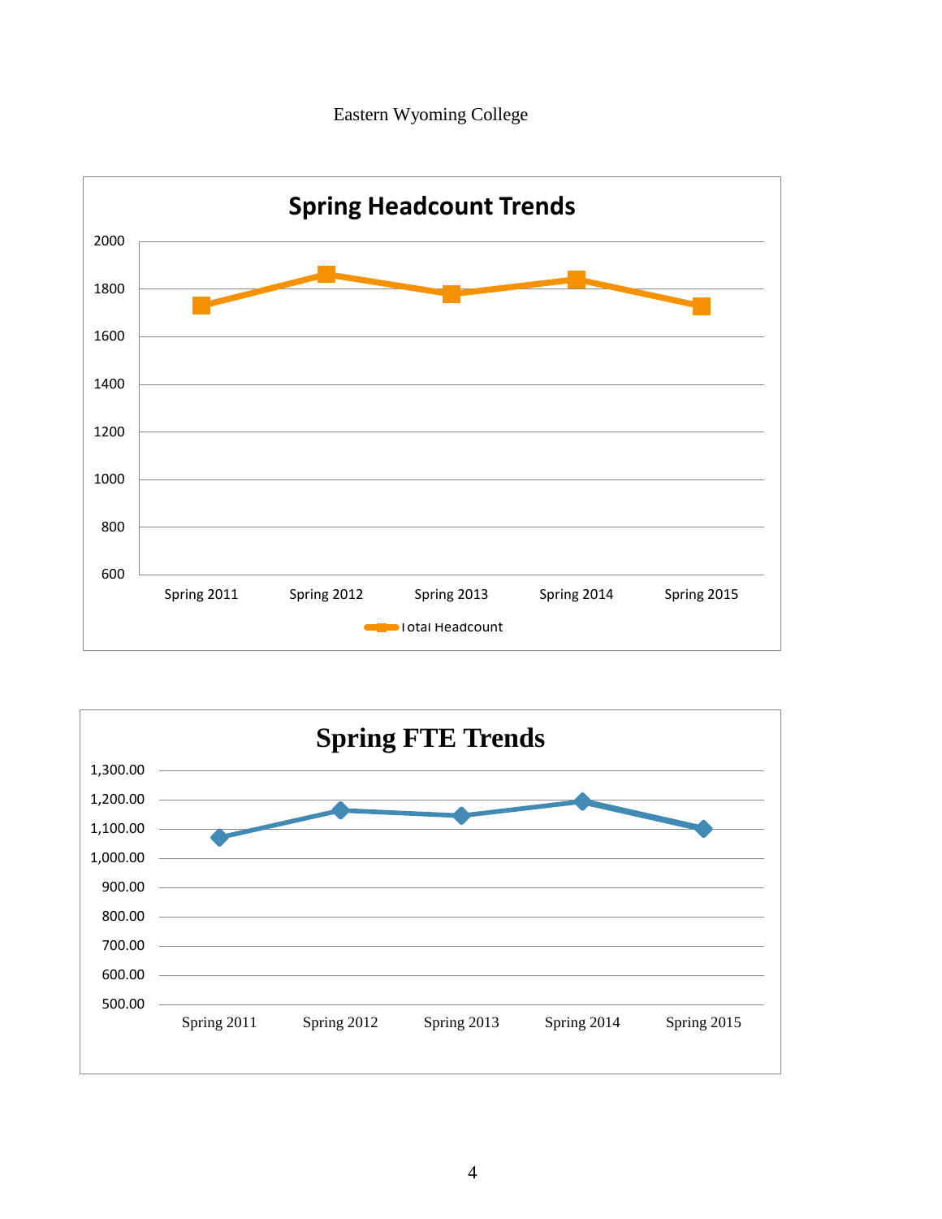Eastern Wyoming College

**Spring Headcount Trends**

2000
1800
1600
1400
1200
1000
800
600

Spring 2011 Spring 2012 Spring 2013 Spring 2014 Spring 2015

Total Headcount

**Spring FTE Trends**

1,300.00
1,200.00
1,100.00
1,000.00
900.00
800.00
700.00
600.00
500.00

Spring 2011 Spring 2012 Spring 2013 Spring 2014 Spring 2015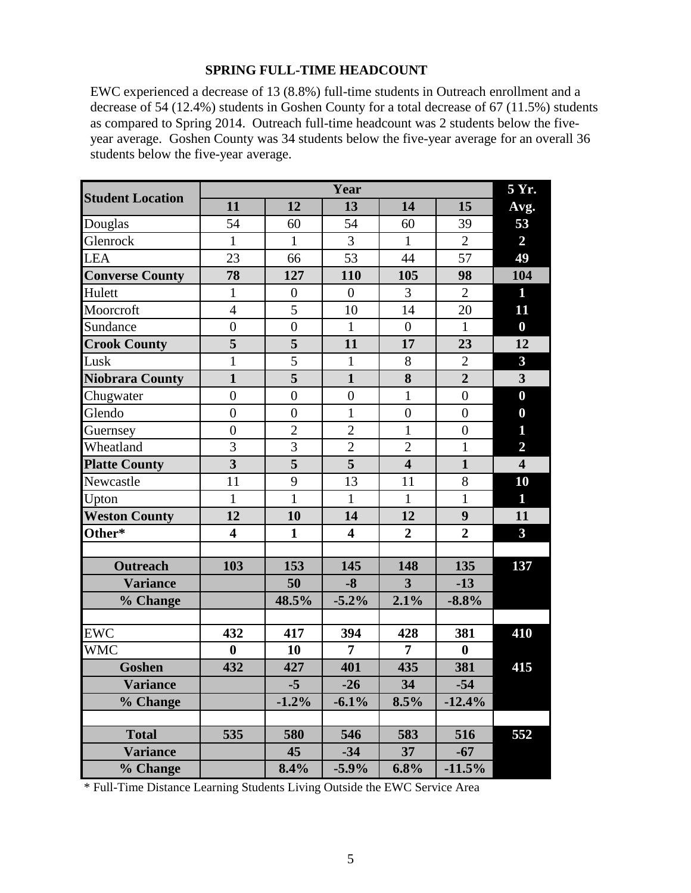## SPRING FULL-TIME HEADCOUNT

EWC experienced a decrease of 13 (8.8%) full-time students in Outreach enrollment and a decrease of 54 (12.4%) students in Goshen County for a total decrease of 67 (11.5%) students as compared to Spring 2014. Outreach full-time headcount was 2 students below the five-year average. Goshen County was 34 students below the five-year average for an overall 36 students below the five-year average.

| Student Location | Year | | | | | 5 Yr. |
|---|---|---|---|---|---|---|
| | 11 | 12 | 13 | 14 | 15 | Avg. |
| Douglas | 54 | 60 | 54 | 60 | 39 | **53** |
| Glenrock | 1 | 1 | 3 | 1 | 2 | **2** |
| LEA | 23 | 66 | 53 | 44 | 57 | **49** |
| **Converse County** | **78** | **127** | **110** | **105** | **98** | **104** |
| Hulett | 1 | 0 | 0 | 3 | 2 | **1** |
| Moorcroft | 4 | 5 | 10 | 14 | 20 | **11** |
| Sundance | 0 | 0 | 1 | 0 | 1 | **0** |
| **Crook County** | **5** | **5** | **11** | **17** | **23** | **12** |
| Lusk | 1 | 5 | 1 | 8 | 2 | **3** |
| **Niobrara County** | **1** | **5** | **1** | **8** | **2** | **3** |
| Chugwater | 0 | 0 | 0 | 1 | 0 | **0** |
| Glendo | 0 | 0 | 1 | 0 | 0 | **0** |
| Guernsey | 0 | 2 | 2 | 1 | 0 | **1** |
| Wheatland | 3 | 3 | 2 | 2 | 1 | **2** |
| **Platte County** | **3** | **5** | **5** | **4** | **1** | **4** |
| Newcastle | 11 | 9 | 13 | 11 | 8 | **10** |
| Upton | 1 | 1 | 1 | 1 | 1 | **1** |
| **Weston County** | **12** | **10** | **14** | **12** | **9** | **11** |
| **Other*** | **4** | **1** | **4** | **2** | **2** | **3** |
| | | | | | | |
| **Outreach** | **103** | **153** | **145** | **148** | **135** | **137** |
| **Variance** | | **50** | **-8** | **3** | **-13** | |
| **% Change** | | **48.5%** | **-5.2%** | **2.1%** | **-8.8%** | |
| | | | | | | |
| EWC | **432** | **417** | **394** | **428** | **381** | **410** |
| WMC | **0** | **10** | **7** | **7** | **0** | |
| **Goshen** | **432** | **427** | **401** | **435** | **381** | **415** |
| **Variance** | | **-5** | **-26** | **34** | **-54** | |
| **% Change** | | **-1.2%** | **-6.1%** | **8.5%** | **-12.4%** | |
| | | | | | | |
| **Total** | **535** | **580** | **546** | **583** | **516** | **552** |
| **Variance** | | **45** | **-34** | **37** | **-67** | |
| **% Change** | | **8.4%** | **-5.9%** | **6.8%** | **-11.5%** | |

* Full-Time Distance Learning Students Living Outside the EWC Service Area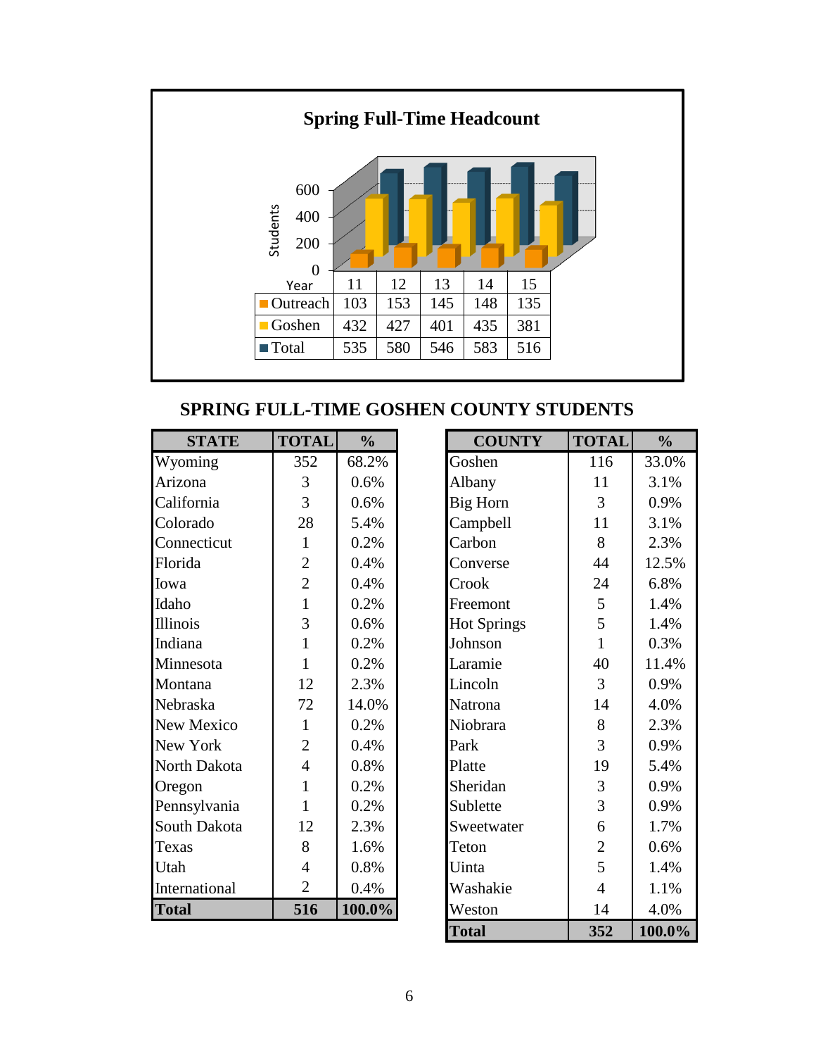## Spring Full-Time Headcount

| Year | 11 | 12 | 13 | 14 | 15 |
|---|---|---|---|---|---|
| Outreach | 103 | 153 | 145 | 148 | 135 |
| Goshen | 432 | 427 | 401 | 435 | 381 |
| Total | 535 | 580 | 546 | 583 | 516 |

## SPRING FULL-TIME GOSHEN COUNTY STUDENTS

| STATE | TOTAL | % |
|---|---|---|
| Wyoming | 352 | 68.2% |
| Arizona | 3 | 0.6% |
| California | 3 | 0.6% |
| Colorado | 28 | 5.4% |
| Connecticut | 1 | 0.2% |
| Florida | 2 | 0.4% |
| Iowa | 2 | 0.4% |
| Idaho | 1 | 0.2% |
| Illinois | 3 | 0.6% |
| Indiana | 1 | 0.2% |
| Minnesota | 1 | 0.2% |
| Montana | 12 | 2.3% |
| Nebraska | 72 | 14.0% |
| New Mexico | 1 | 0.2% |
| New York | 2 | 0.4% |
| North Dakota | 4 | 0.8% |
| Oregon | 1 | 0.2% |
| Pennsylvania | 1 | 0.2% |
| South Dakota | 12 | 2.3% |
| Texas | 8 | 1.6% |
| Utah | 4 | 0.8% |
| International | 2 | 0.4% |
| **Total** | **516** | **100.0%** |

| COUNTY | TOTAL | % |
|---|---|---|
| Goshen | 116 | 33.0% |
| Albany | 11 | 3.1% |
| Big Horn | 3 | 0.9% |
| Campbell | 11 | 3.1% |
| Carbon | 8 | 2.3% |
| Converse | 44 | 12.5% |
| Crook | 24 | 6.8% |
| Freemont | 5 | 1.4% |
| Hot Springs | 5 | 1.4% |
| Johnson | 1 | 0.3% |
| Laramie | 40 | 11.4% |
| Lincoln | 3 | 0.9% |
| Natrona | 14 | 4.0% |
| Niobrara | 8 | 2.3% |
| Park | 3 | 0.9% |
| Platte | 19 | 5.4% |
| Sheridan | 3 | 0.9% |
| Sublette | 3 | 0.9% |
| Sweetwater | 6 | 1.7% |
| Teton | 2 | 0.6% |
| Uinta | 5 | 1.4% |
| Washakie | 4 | 1.1% |
| Weston | 14 | 4.0% |
| **Total** | **352** | **100.0%** |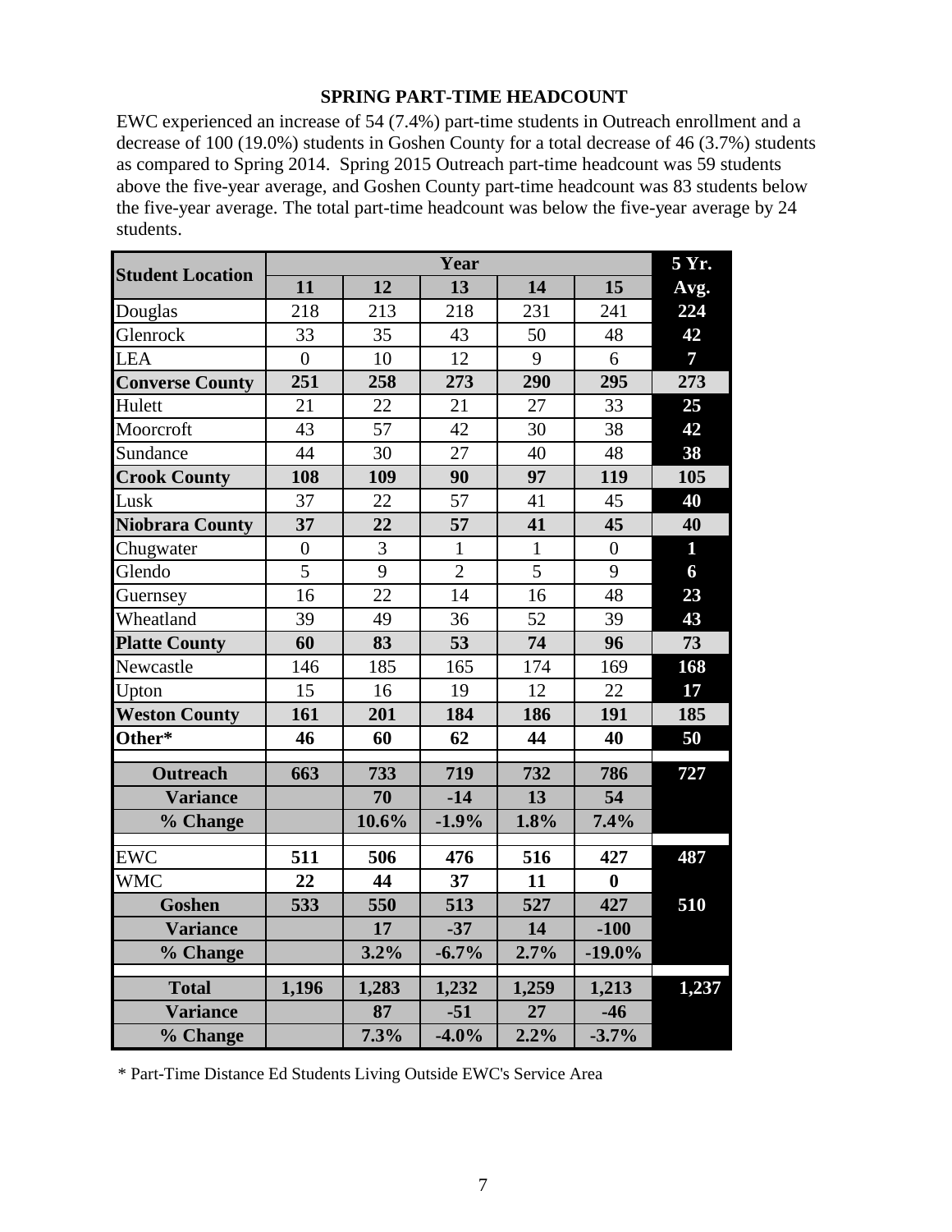### SPRING PART-TIME HEADCOUNT

EWC experienced an increase of 54 (7.4%) part-time students in Outreach enrollment and a decrease of 100 (19.0%) students in Goshen County for a total decrease of 46 (3.7%) students as compared to Spring 2014. Spring 2015 Outreach part-time headcount was 59 students above the five-year average, and Goshen County part-time headcount was 83 students below the five-year average. The total part-time headcount was below the five-year average by 24 students.

| Student Location | Year | | | | | 5 Yr. |
|---|---|---|---|---|---|---|
| | 11 | 12 | 13 | 14 | 15 | Avg. |
| Douglas | 218 | 213 | 218 | 231 | 241 | **224** |
| Glenrock | 33 | 35 | 43 | 50 | 48 | **42** |
| LEA | 0 | 10 | 12 | 9 | 6 | **7** |
| **Converse County** | **251** | **258** | **273** | **290** | **295** | **273** |
| Hulett | 21 | 22 | 21 | 27 | 33 | **25** |
| Moorcroft | 43 | 57 | 42 | 30 | 38 | **42** |
| Sundance | 44 | 30 | 27 | 40 | 48 | **38** |
| **Crook County** | **108** | **109** | **90** | **97** | **119** | **105** |
| Lusk | 37 | 22 | 57 | 41 | 45 | **40** |
| **Niobrara County** | **37** | **22** | **57** | **41** | **45** | **40** |
| Chugwater | 0 | 3 | 1 | 1 | 0 | **1** |
| Glendo | 5 | 9 | 2 | 5 | 9 | **6** |
| Guernsey | 16 | 22 | 14 | 16 | 48 | **23** |
| Wheatland | 39 | 49 | 36 | 52 | 39 | **43** |
| **Platte County** | **60** | **83** | **53** | **74** | **96** | **73** |
| Newcastle | 146 | 185 | 165 | 174 | 169 | **168** |
| Upton | 15 | 16 | 19 | 12 | 22 | **17** |
| **Weston County** | **161** | **201** | **184** | **186** | **191** | **185** |
| **Other*** | **46** | **60** | **62** | **44** | **40** | **50** |
| | | | | | | |
| **Outreach** | **663** | **733** | **719** | **732** | **786** | **727** |
| **Variance** | | **70** | **-14** | **13** | **54** | |
| **% Change** | | **10.6%** | **-1.9%** | **1.8%** | **7.4%** | |
| | | | | | | |
| EWC | **511** | **506** | **476** | **516** | **427** | **487** |
| WMC | **22** | **44** | **37** | **11** | **0** | |
| **Goshen** | **533** | **550** | **513** | **527** | **427** | **510** |
| **Variance** | | **17** | **-37** | **14** | **-100** | |
| **% Change** | | **3.2%** | **-6.7%** | **2.7%** | **-19.0%** | |
| | | | | | | |
| **Total** | **1,196** | **1,283** | **1,232** | **1,259** | **1,213** | **1,237** |
| **Variance** | | **87** | **-51** | **27** | **-46** | |
| **% Change** | | **7.3%** | **-4.0%** | **2.2%** | **-3.7%** | |

\* Part-Time Distance Ed Students Living Outside EWC's Service Area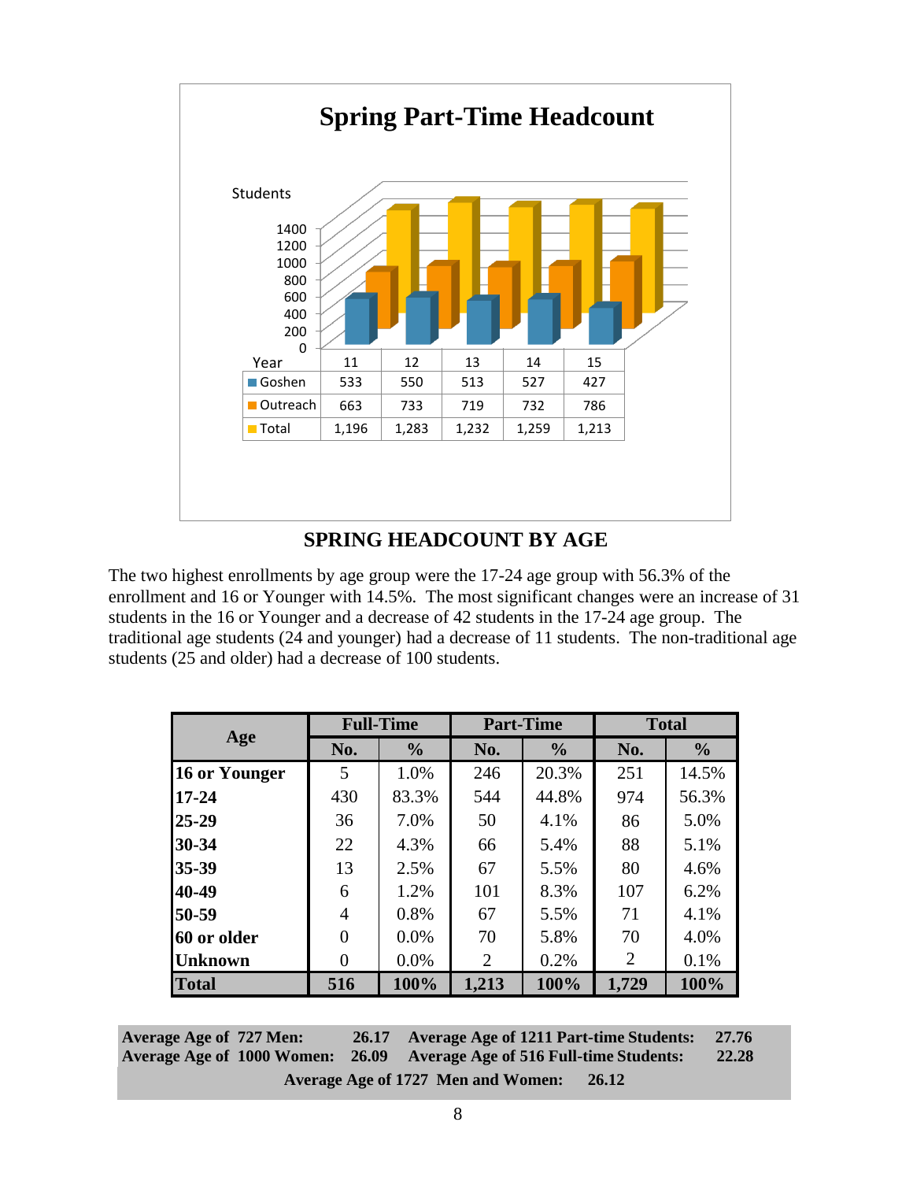## Spring Part-Time Headcount

| Year | 11 | 12 | 13 | 14 | 15 |
|---|---|---|---|---|---|
| Goshen | 533 | 550 | 513 | 527 | 427 |
| Outreach | 663 | 733 | 719 | 732 | 786 |
| Total | 1,196 | 1,283 | 1,232 | 1,259 | 1,213 |

## SPRING HEADCOUNT BY AGE

The two highest enrollments by age group were the 17-24 age group with 56.3% of the enrollment and 16 or Younger with 14.5%. The most significant changes were an increase of 31 students in the 16 or Younger and a decrease of 42 students in the 17-24 age group. The traditional age students (24 and younger) had a decrease of 11 students. The non-traditional age students (25 and older) had a decrease of 100 students.

| Age | Full-Time | | Part-Time | | Total | |
|---|---|---|---|---|---|---|
| | No. | % | No. | % | No. | % |
| **16 or Younger** | 5 | 1.0% | 246 | 20.3% | 251 | 14.5% |
| **17-24** | 430 | 83.3% | 544 | 44.8% | 974 | 56.3% |
| **25-29** | 36 | 7.0% | 50 | 4.1% | 86 | 5.0% |
| **30-34** | 22 | 4.3% | 66 | 5.4% | 88 | 5.1% |
| **35-39** | 13 | 2.5% | 67 | 5.5% | 80 | 4.6% |
| **40-49** | 6 | 1.2% | 101 | 8.3% | 107 | 6.2% |
| **50-59** | 4 | 0.8% | 67 | 5.5% | 71 | 4.1% |
| **60 or older** | 0 | 0.0% | 70 | 5.8% | 70 | 4.0% |
| **Unknown** | 0 | 0.0% | 2 | 0.2% | 2 | 0.1% |
| **Total** | **516** | **100%** | **1,213** | **100%** | **1,729** | **100%** |

**Average Age of 727 Men: 26.17** **Average Age of 1211 Part-time Students: 27.76**
**Average Age of 1000 Women: 26.09** **Average Age of 516 Full-time Students: 22.28**
**Average Age of 1727 Men and Women: 26.12**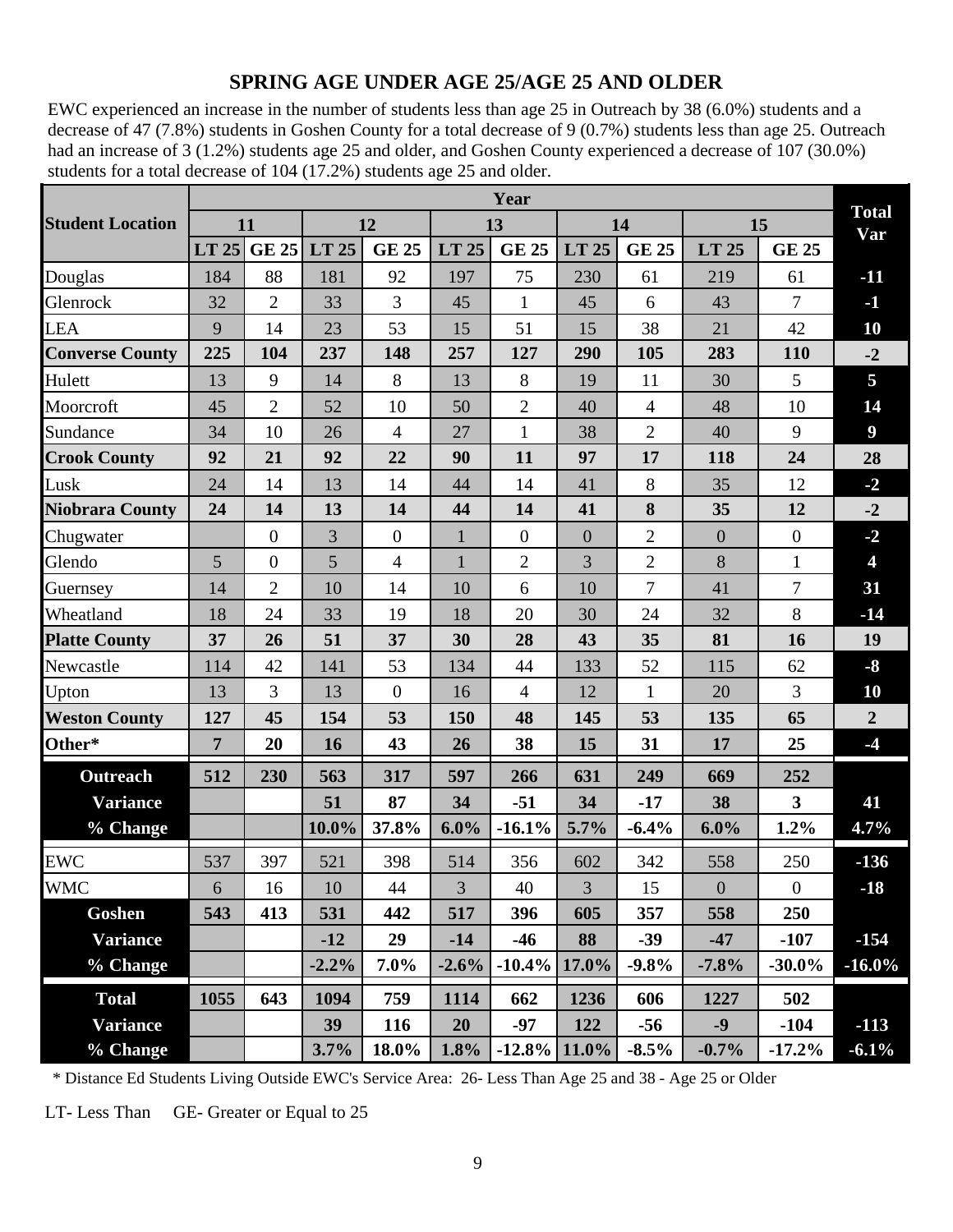## SPRING AGE UNDER AGE 25/AGE 25 AND OLDER

EWC experienced an increase in the number of students less than age 25 in Outreach by 38 (6.0%) students and a decrease of 47 (7.8%) students in Goshen County for a total decrease of 9 (0.7%) students less than age 25. Outreach had an increase of 3 (1.2%) students age 25 and older, and Goshen County experienced a decrease of 107 (30.0%) students for a total decrease of 104 (17.2%) students age 25 and older.

| Student Location | Year | | | | | | | | | | Total Var |
|---|---|---|---|---|---|---|---|---|---|---|---|
| | 11 | | 12 | | 13 | | 14 | | 15 | | |
| | LT 25 | GE 25 | LT 25 | GE 25 | LT 25 | GE 25 | LT 25 | GE 25 | LT 25 | GE 25 | |
| Douglas | 184 | 88 | 181 | 92 | 197 | 75 | 230 | 61 | 219 | 61 | -11 |
| Glenrock | 32 | 2 | 33 | 3 | 45 | 1 | 45 | 6 | 43 | 7 | -1 |
| LEA | 9 | 14 | 23 | 53 | 15 | 51 | 15 | 38 | 21 | 42 | 10 |
| **Converse County** | **225** | **104** | **237** | **148** | **257** | **127** | **290** | **105** | **283** | **110** | **-2** |
| Hulett | 13 | 9 | 14 | 8 | 13 | 8 | 19 | 11 | 30 | 5 | 5 |
| Moorcroft | 45 | 2 | 52 | 10 | 50 | 2 | 40 | 4 | 48 | 10 | 14 |
| Sundance | 34 | 10 | 26 | 4 | 27 | 1 | 38 | 2 | 40 | 9 | 9 |
| **Crook County** | **92** | **21** | **92** | **22** | **90** | **11** | **97** | **17** | **118** | **24** | **28** |
| Lusk | 24 | 14 | 13 | 14 | 44 | 14 | 41 | 8 | 35 | 12 | -2 |
| **Niobrara County** | **24** | **14** | **13** | **14** | **44** | **14** | **41** | **8** | **35** | **12** | **-2** |
| Chugwater | | 0 | 3 | 0 | 1 | 0 | 0 | 2 | 0 | 0 | -2 |
| Glendo | 5 | 0 | 5 | 4 | 1 | 2 | 3 | 2 | 8 | 1 | 4 |
| Guernsey | 14 | 2 | 10 | 14 | 10 | 6 | 10 | 7 | 41 | 7 | 31 |
| Wheatland | 18 | 24 | 33 | 19 | 18 | 20 | 30 | 24 | 32 | 8 | -14 |
| **Platte County** | **37** | **26** | **51** | **37** | **30** | **28** | **43** | **35** | **81** | **16** | **19** |
| Newcastle | 114 | 42 | 141 | 53 | 134 | 44 | 133 | 52 | 115 | 62 | -8 |
| Upton | 13 | 3 | 13 | 0 | 16 | 4 | 12 | 1 | 20 | 3 | 10 |
| **Weston County** | **127** | **45** | **154** | **53** | **150** | **48** | **145** | **53** | **135** | **65** | **2** |
| **Other*** | **7** | **20** | **16** | **43** | **26** | **38** | **15** | **31** | **17** | **25** | **-4** |
| **Outreach** | **512** | **230** | **563** | **317** | **597** | **266** | **631** | **249** | **669** | **252** | |
| **Variance** | | | **51** | **87** | **34** | **-51** | **34** | **-17** | **38** | **3** | **41** |
| **% Change** | | | **10.0%** | **37.8%** | **6.0%** | **-16.1%** | **5.7%** | **-6.4%** | **6.0%** | **1.2%** | **4.7%** |
| EWC | 537 | 397 | 521 | 398 | 514 | 356 | 602 | 342 | 558 | 250 | -136 |
| WMC | 6 | 16 | 10 | 44 | 3 | 40 | 3 | 15 | 0 | 0 | -18 |
| **Goshen** | **543** | **413** | **531** | **442** | **517** | **396** | **605** | **357** | **558** | **250** | |
| **Variance** | | | **-12** | **29** | **-14** | **-46** | **88** | **-39** | **-47** | **-107** | **-154** |
| **% Change** | | | **-2.2%** | **7.0%** | **-2.6%** | **-10.4%** | **17.0%** | **-9.8%** | **-7.8%** | **-30.0%** | **-16.0%** |
| **Total** | **1055** | **643** | **1094** | **759** | **1114** | **662** | **1236** | **606** | **1227** | **502** | |
| **Variance** | | | **39** | **116** | **20** | **-97** | **122** | **-56** | **-9** | **-104** | **-113** |
| **% Change** | | | **3.7%** | **18.0%** | **1.8%** | **-12.8%** | **11.0%** | **-8.5%** | **-0.7%** | **-17.2%** | **-6.1%** |

* Distance Ed Students Living Outside EWC's Service Area: 26- Less Than Age 25 and 38 - Age 25 or Older

LT- Less Than GE- Greater or Equal to 25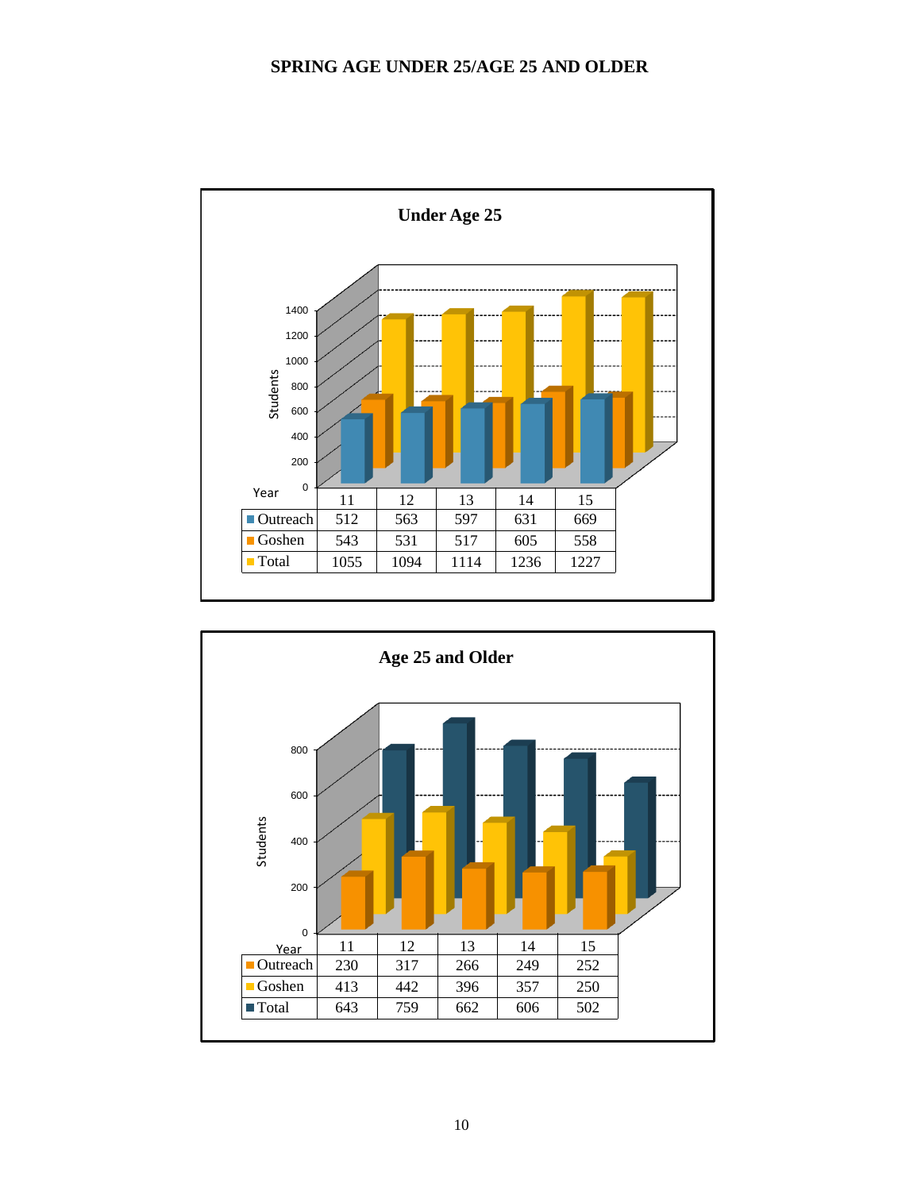# SPRING AGE UNDER 25/AGE 25 AND OLDER

## Under Age 25

| Year | 11 | 12 | 13 | 14 | 15 |
|---|---|---|---|---|---|
| Outreach | 512 | 563 | 597 | 631 | 669 |
| Goshen | 543 | 531 | 517 | 605 | 558 |
| Total | 1055 | 1094 | 1114 | 1236 | 1227 |

## Age 25 and Older

| Year | 11 | 12 | 13 | 14 | 15 |
|---|---|---|---|---|---|
| Outreach | 230 | 317 | 266 | 249 | 252 |
| Goshen | 413 | 442 | 396 | 357 | 250 |
| Total | 643 | 759 | 662 | 606 | 502 |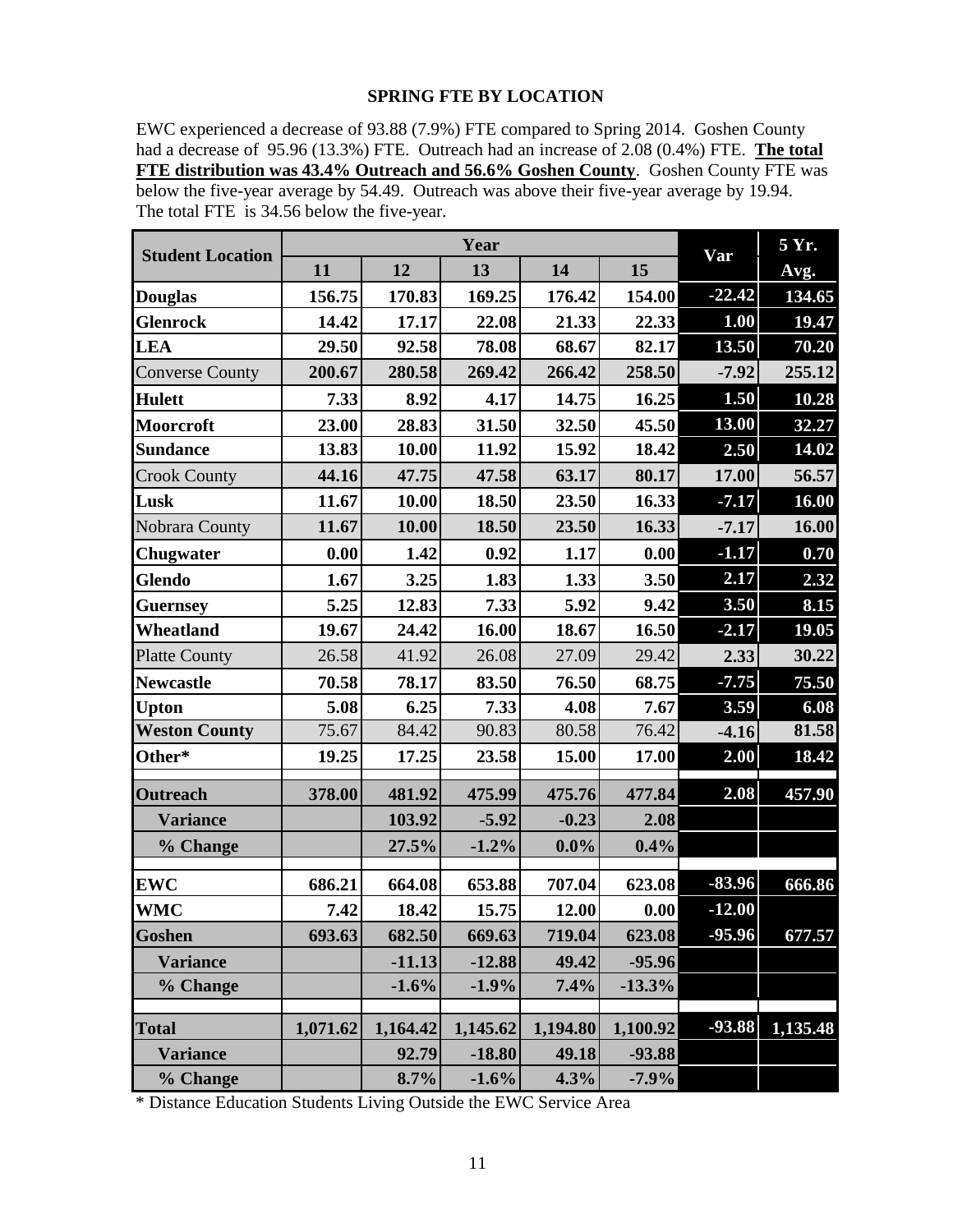## SPRING FTE BY LOCATION

EWC experienced a decrease of 93.88 (7.9%) FTE compared to Spring 2014. Goshen County had a decrease of 95.96 (13.3%) FTE. Outreach had an increase of 2.08 (0.4%) FTE. **The total FTE distribution was 43.4% Outreach and 56.6% Goshen County**. Goshen County FTE was below the five-year average by 54.49. Outreach was above their five-year average by 19.94. The total FTE is 34.56 below the five-year.

| Student Location | Year | | | | | Var | 5 Yr. Avg. |
|---|---|---|---|---|---|---|---|
| | 11 | 12 | 13 | 14 | 15 | | |
| **Douglas** | 156.75 | 170.83 | 169.25 | 176.42 | 154.00 | -22.42 | 134.65 |
| **Glenrock** | 14.42 | 17.17 | 22.08 | 21.33 | 22.33 | 1.00 | 19.47 |
| **LEA** | 29.50 | 92.58 | 78.08 | 68.67 | 82.17 | 13.50 | 70.20 |
| Converse County | 200.67 | 280.58 | 269.42 | 266.42 | 258.50 | -7.92 | 255.12 |
| **Hulett** | 7.33 | 8.92 | 4.17 | 14.75 | 16.25 | 1.50 | 10.28 |
| **Moorcroft** | 23.00 | 28.83 | 31.50 | 32.50 | 45.50 | 13.00 | 32.27 |
| **Sundance** | 13.83 | 10.00 | 11.92 | 15.92 | 18.42 | 2.50 | 14.02 |
| Crook County | 44.16 | 47.75 | 47.58 | 63.17 | 80.17 | 17.00 | 56.57 |
| **Lusk** | 11.67 | 10.00 | 18.50 | 23.50 | 16.33 | -7.17 | 16.00 |
| Nobrara County | 11.67 | 10.00 | 18.50 | 23.50 | 16.33 | -7.17 | 16.00 |
| **Chugwater** | 0.00 | 1.42 | 0.92 | 1.17 | 0.00 | -1.17 | 0.70 |
| **Glendo** | 1.67 | 3.25 | 1.83 | 1.33 | 3.50 | 2.17 | 2.32 |
| **Guernsey** | 5.25 | 12.83 | 7.33 | 5.92 | 9.42 | 3.50 | 8.15 |
| **Wheatland** | 19.67 | 24.42 | 16.00 | 18.67 | 16.50 | -2.17 | 19.05 |
| Platte County | 26.58 | 41.92 | 26.08 | 27.09 | 29.42 | 2.33 | 30.22 |
| **Newcastle** | 70.58 | 78.17 | 83.50 | 76.50 | 68.75 | -7.75 | 75.50 |
| **Upton** | 5.08 | 6.25 | 7.33 | 4.08 | 7.67 | 3.59 | 6.08 |
| **Weston County** | 75.67 | 84.42 | 90.83 | 80.58 | 76.42 | -4.16 | 81.58 |
| **Other*** | 19.25 | 17.25 | 23.58 | 15.00 | 17.00 | 2.00 | 18.42 |
| **Outreach** | 378.00 | 481.92 | 475.99 | 475.76 | 477.84 | 2.08 | 457.90 |
| **Variance** | | 103.92 | -5.92 | -0.23 | 2.08 | | |
| **% Change** | | 27.5% | -1.2% | 0.0% | 0.4% | | |
| **EWC** | 686.21 | 664.08 | 653.88 | 707.04 | 623.08 | -83.96 | 666.86 |
| **WMC** | 7.42 | 18.42 | 15.75 | 12.00 | 0.00 | -12.00 | |
| **Goshen** | 693.63 | 682.50 | 669.63 | 719.04 | 623.08 | -95.96 | 677.57 |
| **Variance** | | -11.13 | -12.88 | 49.42 | -95.96 | | |
| **% Change** | | -1.6% | -1.9% | 7.4% | -13.3% | | |
| **Total** | 1,071.62 | 1,164.42 | 1,145.62 | 1,194.80 | 1,100.92 | -93.88 | 1,135.48 |
| **Variance** | | 92.79 | -18.80 | 49.18 | -93.88 | | |
| **% Change** | | 8.7% | -1.6% | 4.3% | -7.9% | | |

* Distance Education Students Living Outside the EWC Service Area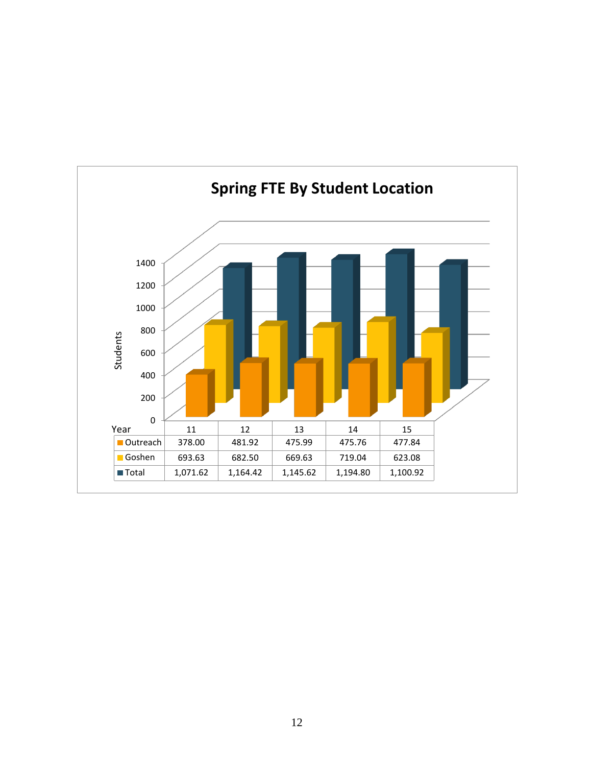## Spring FTE By Student Location

| Year | 11 | 12 | 13 | 14 | 15 |
|---|---|---|---|---|---|
| Outreach | 378.00 | 481.92 | 475.99 | 475.76 | 477.84 |
| Goshen | 693.63 | 682.50 | 669.63 | 719.04 | 623.08 |
| Total | 1,071.62 | 1,164.42 | 1,145.62 | 1,194.80 | 1,100.92 |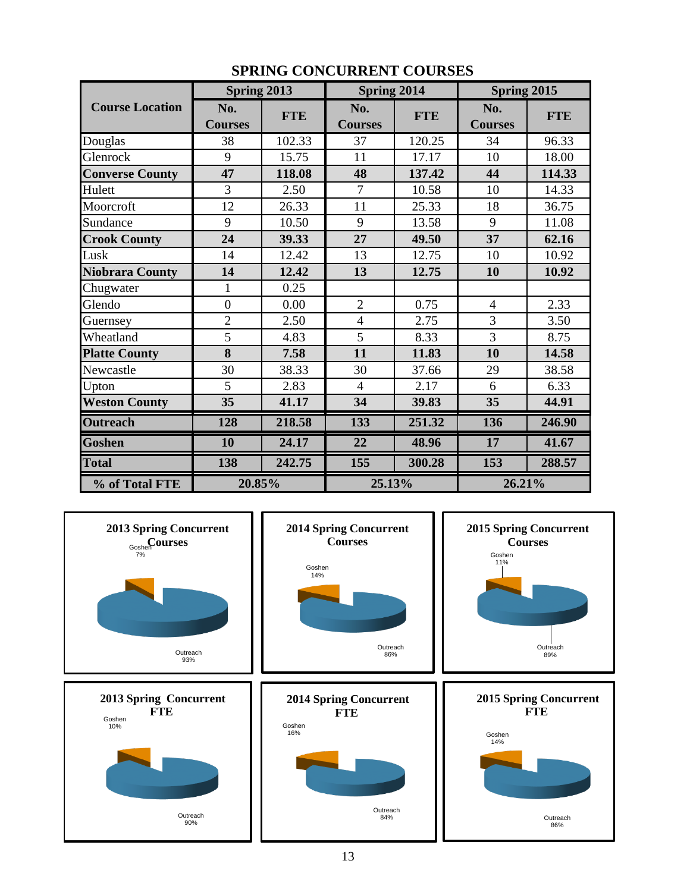## SPRING CONCURRENT COURSES

| Course Location | Spring 2013 | | Spring 2014 | | Spring 2015 | |
|---|---|---|---|---|---|---|
| | No. Courses | FTE | No. Courses | FTE | No. Courses | FTE |
| Douglas | 38 | 102.33 | 37 | 120.25 | 34 | 96.33 |
| Glenrock | 9 | 15.75 | 11 | 17.17 | 10 | 18.00 |
| **Converse County** | **47** | **118.08** | **48** | **137.42** | **44** | **114.33** |
| Hulett | 3 | 2.50 | 7 | 10.58 | 10 | 14.33 |
| Moorcroft | 12 | 26.33 | 11 | 25.33 | 18 | 36.75 |
| Sundance | 9 | 10.50 | 9 | 13.58 | 9 | 11.08 |
| **Crook County** | **24** | **39.33** | **27** | **49.50** | **37** | **62.16** |
| Lusk | 14 | 12.42 | 13 | 12.75 | 10 | 10.92 |
| **Niobrara County** | **14** | **12.42** | **13** | **12.75** | **10** | **10.92** |
| Chugwater | 1 | 0.25 | | | | |
| Glendo | 0 | 0.00 | 2 | 0.75 | 4 | 2.33 |
| Guernsey | 2 | 2.50 | 4 | 2.75 | 3 | 3.50 |
| Wheatland | 5 | 4.83 | 5 | 8.33 | 3 | 8.75 |
| **Platte County** | **8** | **7.58** | **11** | **11.83** | **10** | **14.58** |
| Newcastle | 30 | 38.33 | 30 | 37.66 | 29 | 38.58 |
| Upton | 5 | 2.83 | 4 | 2.17 | 6 | 6.33 |
| **Weston County** | **35** | **41.17** | **34** | **39.83** | **35** | **44.91** |
| **Outreach** | **128** | **218.58** | **133** | **251.32** | **136** | **246.90** |
| **Goshen** | **10** | **24.17** | **22** | **48.96** | **17** | **41.67** |
| **Total** | **138** | **242.75** | **155** | **300.28** | **153** | **288.57** |
| **% of Total FTE** | **20.85%** | | **25.13%** | | **26.21%** | |

**2013 Spring Concurrent Courses**

Goshen 7%, Outreach 93%

**2014 Spring Concurrent Courses**

Goshen 14%, Outreach 86%

**2015 Spring Concurrent Courses**

Goshen 11%, Outreach 89%

**2013 Spring Concurrent FTE**

Goshen 10%, Outreach 90%

**2014 Spring Concurrent FTE**

Goshen 16%, Outreach 84%

**2015 Spring Concurrent FTE**

Goshen 14%, Outreach 86%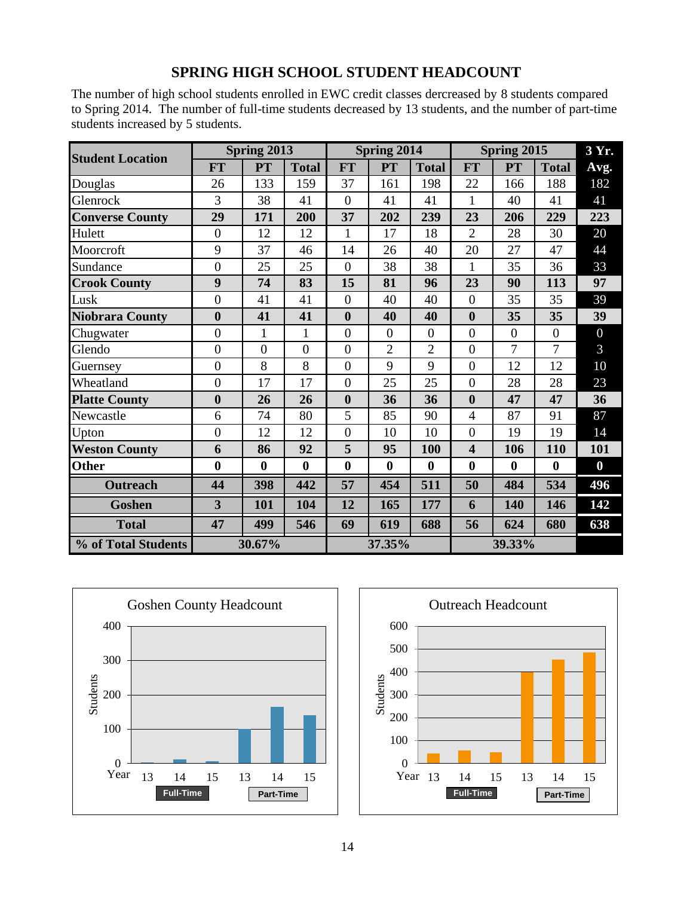## SPRING HIGH SCHOOL STUDENT HEADCOUNT

The number of high school students enrolled in EWC credit classes dercreased by 8 students compared to Spring 2014. The number of full-time students decreased by 13 students, and the number of part-time students increased by 5 students.

| Student Location | Spring 2013 | | | Spring 2014 | | | Spring 2015 | | | 3 Yr. Avg. |
|---|---|---|---|---|---|---|---|---|---|---|
| | FT | PT | Total | FT | PT | Total | FT | PT | Total | |
| Douglas | 26 | 133 | 159 | 37 | 161 | 198 | 22 | 166 | 188 | 182 |
| Glenrock | 3 | 38 | 41 | 0 | 41 | 41 | 1 | 40 | 41 | 41 |
| **Converse County** | **29** | **171** | **200** | **37** | **202** | **239** | **23** | **206** | **229** | **223** |
| Hulett | 0 | 12 | 12 | 1 | 17 | 18 | 2 | 28 | 30 | 20 |
| Moorcroft | 9 | 37 | 46 | 14 | 26 | 40 | 20 | 27 | 47 | 44 |
| Sundance | 0 | 25 | 25 | 0 | 38 | 38 | 1 | 35 | 36 | 33 |
| **Crook County** | **9** | **74** | **83** | **15** | **81** | **96** | **23** | **90** | **113** | **97** |
| Lusk | 0 | 41 | 41 | 0 | 40 | 40 | 0 | 35 | 35 | 39 |
| **Niobrara County** | **0** | **41** | **41** | **0** | **40** | **40** | **0** | **35** | **35** | **39** |
| Chugwater | 0 | 1 | 1 | 0 | 0 | 0 | 0 | 0 | 0 | 0 |
| Glendo | 0 | 0 | 0 | 0 | 2 | 2 | 0 | 7 | 7 | 3 |
| Guernsey | 0 | 8 | 8 | 0 | 9 | 9 | 0 | 12 | 12 | 10 |
| Wheatland | 0 | 17 | 17 | 0 | 25 | 25 | 0 | 28 | 28 | 23 |
| **Platte County** | **0** | **26** | **26** | **0** | **36** | **36** | **0** | **47** | **47** | **36** |
| Newcastle | 6 | 74 | 80 | 5 | 85 | 90 | 4 | 87 | 91 | 87 |
| Upton | 0 | 12 | 12 | 0 | 10 | 10 | 0 | 19 | 19 | 14 |
| **Weston County** | **6** | **86** | **92** | **5** | **95** | **100** | **4** | **106** | **110** | **101** |
| **Other** | **0** | **0** | **0** | **0** | **0** | **0** | **0** | **0** | **0** | **0** |
| **Outreach** | **44** | **398** | **442** | **57** | **454** | **511** | **50** | **484** | **534** | **496** |
| **Goshen** | **3** | **101** | **104** | **12** | **165** | **177** | **6** | **140** | **146** | **142** |
| **Total** | **47** | **499** | **546** | **69** | **619** | **688** | **56** | **624** | **680** | **638** |
| **% of Total Students** | **30.67%** | | | **37.35%** | | | **39.33%** | | | |

Goshen County Headcount

Outreach Headcount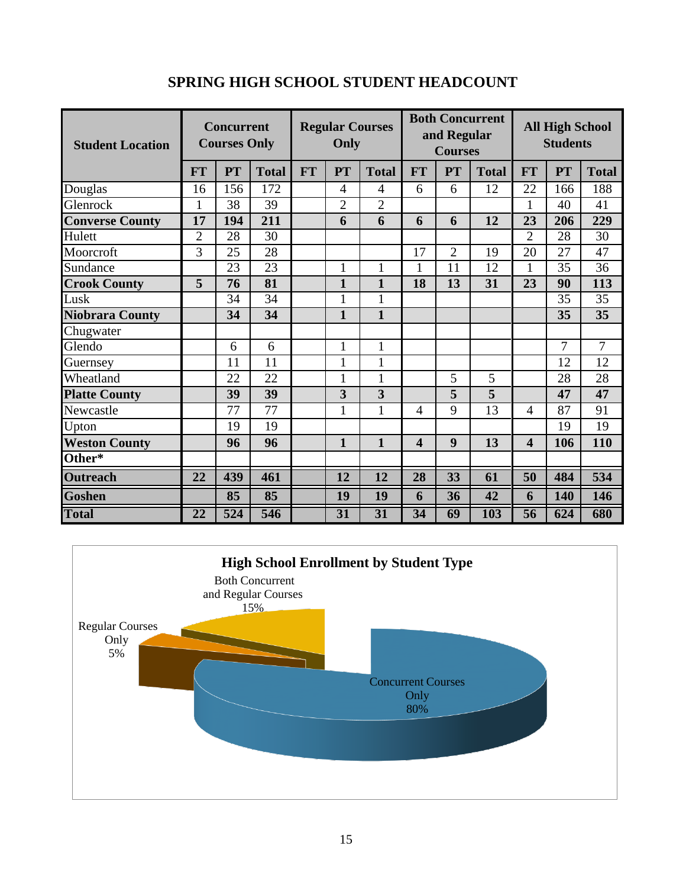# SPRING HIGH SCHOOL STUDENT HEADCOUNT

| Student Location | Concurrent Courses Only | | | Regular Courses Only | | | Both Concurrent and Regular Courses | | | All High School Students | | |
|---|---|---|---|---|---|---|---|---|---|---|---|---|
| | FT | PT | Total | FT | PT | Total | FT | PT | Total | FT | PT | Total |
| Douglas | 16 | 156 | 172 | | 4 | 4 | 6 | 6 | 12 | 22 | 166 | 188 |
| Glenrock | 1 | 38 | 39 | | 2 | 2 | | | | 1 | 40 | 41 |
| **Converse County** | **17** | **194** | **211** | | **6** | **6** | **6** | **6** | **12** | **23** | **206** | **229** |
| Hulett | 2 | 28 | 30 | | | | | | | 2 | 28 | 30 |
| Moorcroft | 3 | 25 | 28 | | | | 17 | 2 | 19 | 20 | 27 | 47 |
| Sundance | | 23 | 23 | | 1 | 1 | 1 | 11 | 12 | 1 | 35 | 36 |
| **Crook County** | **5** | **76** | **81** | | **1** | **1** | **18** | **13** | **31** | **23** | **90** | **113** |
| Lusk | | 34 | 34 | | 1 | 1 | | | | | 35 | 35 |
| **Niobrara County** | | **34** | **34** | | **1** | **1** | | | | | **35** | **35** |
| Chugwater | | | | | | | | | | | | |
| Glendo | | 6 | 6 | | 1 | 1 | | | | | 7 | 7 |
| Guernsey | | 11 | 11 | | 1 | 1 | | | | | 12 | 12 |
| Wheatland | | 22 | 22 | | 1 | 1 | | 5 | 5 | | 28 | 28 |
| **Platte County** | | **39** | **39** | | **3** | **3** | | **5** | **5** | | **47** | **47** |
| Newcastle | | 77 | 77 | | 1 | 1 | 4 | 9 | 13 | 4 | 87 | 91 |
| Upton | | 19 | 19 | | | | | | | | 19 | 19 |
| **Weston County** | | **96** | **96** | | **1** | **1** | **4** | **9** | **13** | **4** | **106** | **110** |
| **Other*** | | | | | | | | | | | | |
| **Outreach** | **22** | **439** | **461** | | **12** | **12** | **28** | **33** | **61** | **50** | **484** | **534** |
| **Goshen** | | **85** | **85** | | **19** | **19** | **6** | **36** | **42** | **6** | **140** | **146** |
| **Total** | **22** | **524** | **546** | | **31** | **31** | **34** | **69** | **103** | **56** | **624** | **680** |

**High School Enrollment by Student Type**

- Concurrent Courses Only: 80%
- Both Concurrent and Regular Courses: 15%
- Regular Courses Only: 5%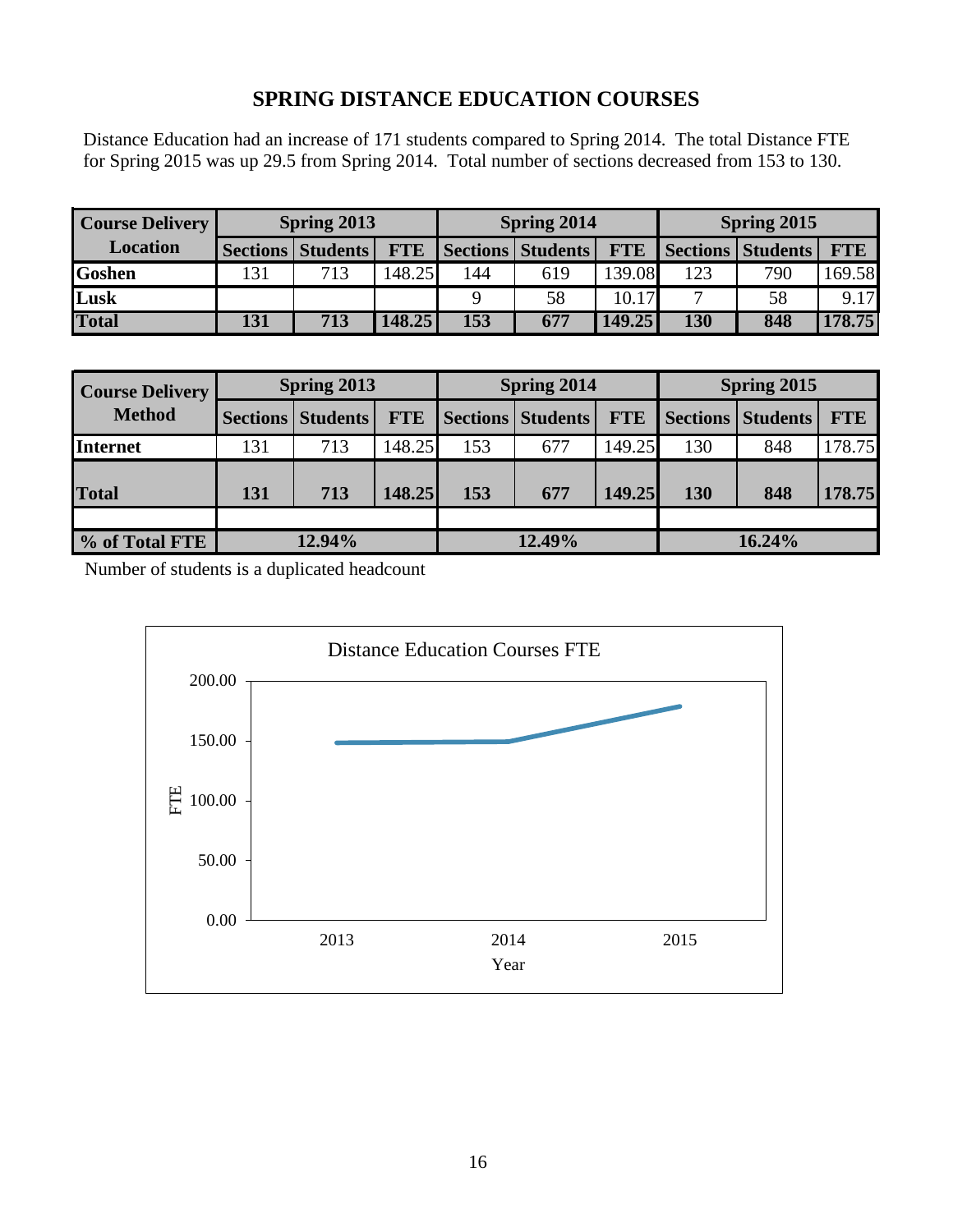## SPRING DISTANCE EDUCATION COURSES

Distance Education had an increase of 171 students compared to Spring 2014. The total Distance FTE for Spring 2015 was up 29.5 from Spring 2014. Total number of sections decreased from 153 to 130.

| Course Delivery Location | Spring 2013 | | | Spring 2014 | | | Spring 2015 | | |
|---|---|---|---|---|---|---|---|---|---|
| | Sections | Students | FTE | Sections | Students | FTE | Sections | Students | FTE |
| **Goshen** | 131 | 713 | 148.25 | 144 | 619 | 139.08 | 123 | 790 | 169.58 |
| **Lusk** | | | | 9 | 58 | 10.17 | 7 | 58 | 9.17 |
| **Total** | **131** | **713** | **148.25** | **153** | **677** | **149.25** | **130** | **848** | **178.75** |

| Course Delivery Method | Spring 2013 | | | Spring 2014 | | | Spring 2015 | | |
|---|---|---|---|---|---|---|---|---|---|
| | Sections | Students | FTE | Sections | Students | FTE | Sections | Students | FTE |
| **Internet** | 131 | 713 | 148.25 | 153 | 677 | 149.25 | 130 | 848 | 178.75 |
| **Total** | **131** | **713** | **148.25** | **153** | **677** | **149.25** | **130** | **848** | **178.75** |
| | | | | | | | | | |
| **% of Total FTE** | **12.94%** | | | **12.49%** | | | **16.24%** | | |

Number of students is a duplicated headcount

Distance Education Courses FTE

| Year | FTE |
|---|---|
| 2013 | 148.25 |
| 2014 | 149.25 |
| 2015 | 178.75 |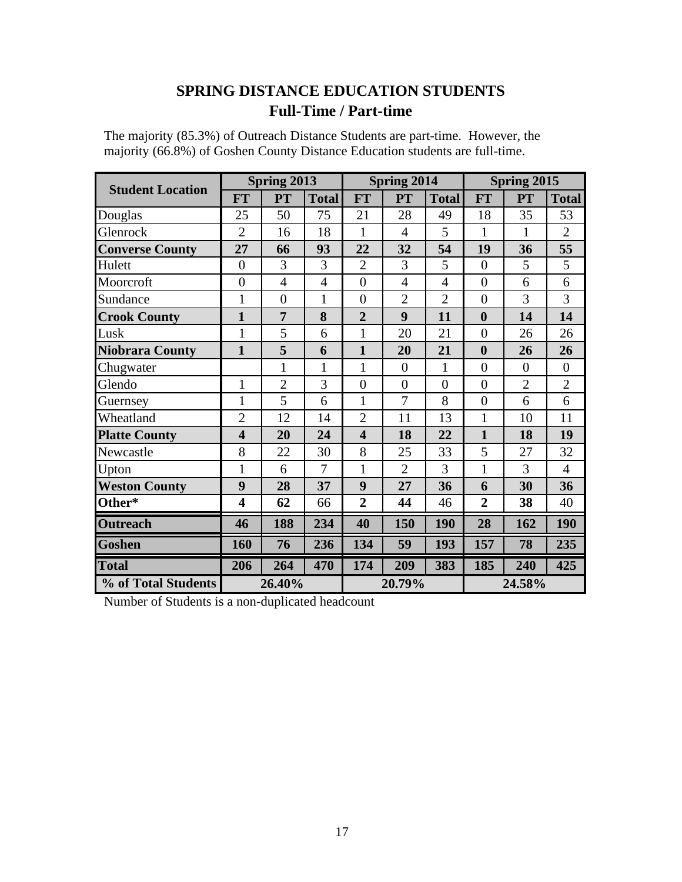# SPRING DISTANCE EDUCATION STUDENTS
## Full-Time / Part-time

The majority (85.3%) of Outreach Distance Students are part-time. However, the majority (66.8%) of Goshen County Distance Education students are full-time.

| Student Location | Spring 2013 | | | Spring 2014 | | | Spring 2015 | | |
|---|---|---|---|---|---|---|---|---|---|
| | FT | PT | Total | FT | PT | Total | FT | PT | Total |
| Douglas | 25 | 50 | 75 | 21 | 28 | 49 | 18 | 35 | 53 |
| Glenrock | 2 | 16 | 18 | 1 | 4 | 5 | 1 | 1 | 2 |
| **Converse County** | **27** | **66** | **93** | **22** | **32** | **54** | **19** | **36** | **55** |
| Hulett | 0 | 3 | 3 | 2 | 3 | 5 | 0 | 5 | 5 |
| Moorcroft | 0 | 4 | 4 | 0 | 4 | 4 | 0 | 6 | 6 |
| Sundance | 1 | 0 | 1 | 0 | 2 | 2 | 0 | 3 | 3 |
| **Crook County** | **1** | **7** | **8** | **2** | **9** | **11** | **0** | **14** | **14** |
| Lusk | 1 | 5 | 6 | 1 | 20 | 21 | 0 | 26 | 26 |
| **Niobrara County** | **1** | **5** | **6** | **1** | **20** | **21** | **0** | **26** | **26** |
| Chugwater | | 1 | 1 | 1 | 0 | 1 | 0 | 0 | 0 |
| Glendo | 1 | 2 | 3 | 0 | 0 | 0 | 0 | 2 | 2 |
| Guernsey | 1 | 5 | 6 | 1 | 7 | 8 | 0 | 6 | 6 |
| Wheatland | 2 | 12 | 14 | 2 | 11 | 13 | 1 | 10 | 11 |
| **Platte County** | **4** | **20** | **24** | **4** | **18** | **22** | **1** | **18** | **19** |
| Newcastle | 8 | 22 | 30 | 8 | 25 | 33 | 5 | 27 | 32 |
| Upton | 1 | 6 | 7 | 1 | 2 | 3 | 1 | 3 | 4 |
| **Weston County** | **9** | **28** | **37** | **9** | **27** | **36** | **6** | **30** | **36** |
| **Other*** | **4** | **62** | 66 | **2** | **44** | 46 | **2** | **38** | 40 |
| **Outreach** | **46** | **188** | **234** | **40** | **150** | **190** | **28** | **162** | **190** |
| **Goshen** | **160** | **76** | **236** | **134** | **59** | **193** | **157** | **78** | **235** |
| **Total** | **206** | **264** | **470** | **174** | **209** | **383** | **185** | **240** | **425** |
| **% of Total Students** | **26.40%** | | | **20.79%** | | | **24.58%** | | |

Number of Students is a non-duplicated headcount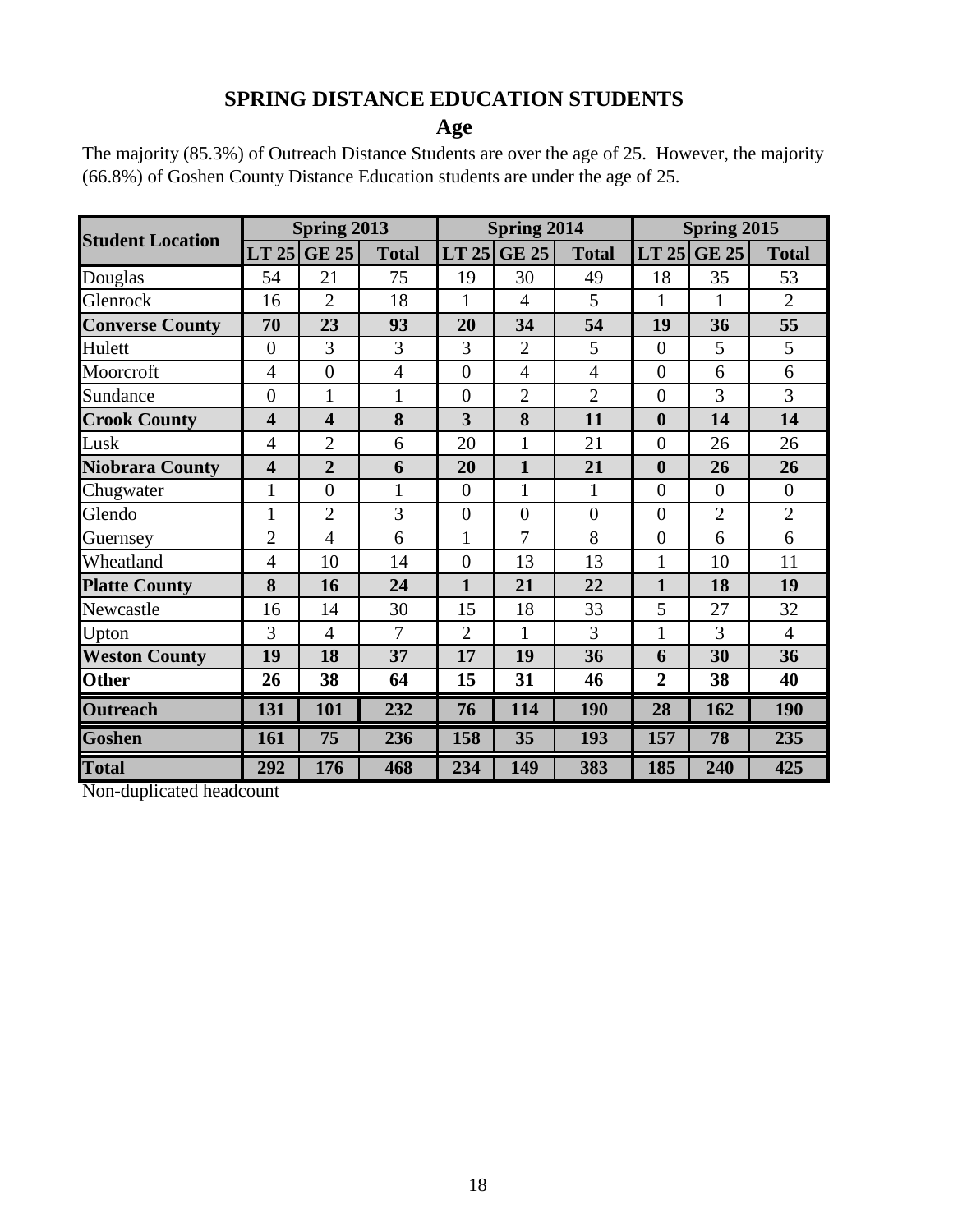## SPRING DISTANCE EDUCATION STUDENTS

### Age

The majority (85.3%) of Outreach Distance Students are over the age of 25. However, the majority (66.8%) of Goshen County Distance Education students are under the age of 25.

| Student Location | Spring 2013 | | | Spring 2014 | | | Spring 2015 | | |
|---|---|---|---|---|---|---|---|---|---|
| | LT 25 | GE 25 | Total | LT 25 | GE 25 | Total | LT 25 | GE 25 | Total |
| Douglas | 54 | 21 | 75 | 19 | 30 | 49 | 18 | 35 | 53 |
| Glenrock | 16 | 2 | 18 | 1 | 4 | 5 | 1 | 1 | 2 |
| **Converse County** | **70** | **23** | **93** | **20** | **34** | **54** | **19** | **36** | **55** |
| Hulett | 0 | 3 | 3 | 3 | 2 | 5 | 0 | 5 | 5 |
| Moorcroft | 4 | 0 | 4 | 0 | 4 | 4 | 0 | 6 | 6 |
| Sundance | 0 | 1 | 1 | 0 | 2 | 2 | 0 | 3 | 3 |
| **Crook County** | **4** | **4** | **8** | **3** | **8** | **11** | **0** | **14** | **14** |
| Lusk | 4 | 2 | 6 | 20 | 1 | 21 | 0 | 26 | 26 |
| **Niobrara County** | **4** | **2** | **6** | **20** | **1** | **21** | **0** | **26** | **26** |
| Chugwater | 1 | 0 | 1 | 0 | 1 | 1 | 0 | 0 | 0 |
| Glendo | 1 | 2 | 3 | 0 | 0 | 0 | 0 | 2 | 2 |
| Guernsey | 2 | 4 | 6 | 1 | 7 | 8 | 0 | 6 | 6 |
| Wheatland | 4 | 10 | 14 | 0 | 13 | 13 | 1 | 10 | 11 |
| **Platte County** | **8** | **16** | **24** | **1** | **21** | **22** | **1** | **18** | **19** |
| Newcastle | 16 | 14 | 30 | 15 | 18 | 33 | 5 | 27 | 32 |
| Upton | 3 | 4 | 7 | 2 | 1 | 3 | 1 | 3 | 4 |
| **Weston County** | **19** | **18** | **37** | **17** | **19** | **36** | **6** | **30** | **36** |
| **Other** | **26** | **38** | **64** | **15** | **31** | **46** | **2** | **38** | **40** |
| **Outreach** | **131** | **101** | **232** | **76** | **114** | **190** | **28** | **162** | **190** |
| **Goshen** | **161** | **75** | **236** | **158** | **35** | **193** | **157** | **78** | **235** |
| **Total** | **292** | **176** | **468** | **234** | **149** | **383** | **185** | **240** | **425** |

Non-duplicated headcount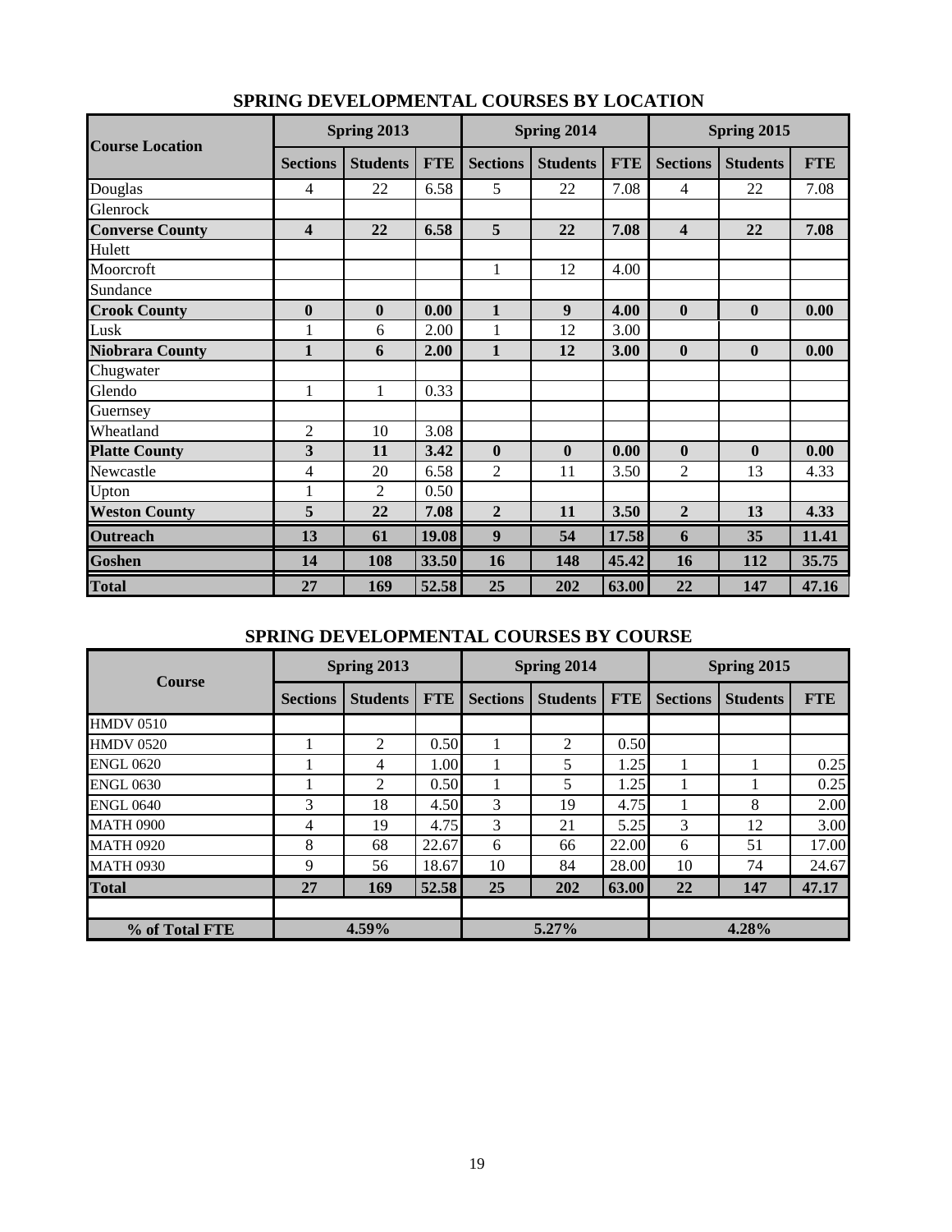## SPRING DEVELOPMENTAL COURSES BY LOCATION

| Course Location | Spring 2013 | | | Spring 2014 | | | Spring 2015 | | |
|---|---|---|---|---|---|---|---|---|---|
| | Sections | Students | FTE | Sections | Students | FTE | Sections | Students | FTE |
| Douglas | 4 | 22 | 6.58 | 5 | 22 | 7.08 | 4 | 22 | 7.08 |
| Glenrock | | | | | | | | | |
| **Converse County** | **4** | **22** | **6.58** | **5** | **22** | **7.08** | **4** | **22** | **7.08** |
| Hulett | | | | | | | | | |
| Moorcroft | | | | 1 | 12 | 4.00 | | | |
| Sundance | | | | | | | | | |
| **Crook County** | **0** | **0** | **0.00** | **1** | **9** | **4.00** | **0** | **0** | **0.00** |
| Lusk | 1 | 6 | 2.00 | 1 | 12 | 3.00 | | | |
| **Niobrara County** | **1** | **6** | **2.00** | **1** | **12** | **3.00** | **0** | **0** | **0.00** |
| Chugwater | | | | | | | | | |
| Glendo | 1 | 1 | 0.33 | | | | | | |
| Guernsey | | | | | | | | | |
| Wheatland | 2 | 10 | 3.08 | | | | | | |
| **Platte County** | **3** | **11** | **3.42** | **0** | **0** | **0.00** | **0** | **0** | **0.00** |
| Newcastle | 4 | 20 | 6.58 | 2 | 11 | 3.50 | 2 | 13 | 4.33 |
| Upton | 1 | 2 | 0.50 | | | | | | |
| **Weston County** | **5** | **22** | **7.08** | **2** | **11** | **3.50** | **2** | **13** | **4.33** |
| **Outreach** | **13** | **61** | **19.08** | **9** | **54** | **17.58** | **6** | **35** | **11.41** |
| **Goshen** | **14** | **108** | **33.50** | **16** | **148** | **45.42** | **16** | **112** | **35.75** |
| **Total** | **27** | **169** | **52.58** | **25** | **202** | **63.00** | **22** | **147** | **47.16** |

## SPRING DEVELOPMENTAL COURSES BY COURSE

| Course | Spring 2013 | | | Spring 2014 | | | Spring 2015 | | |
|---|---|---|---|---|---|---|---|---|---|
| | Sections | Students | FTE | Sections | Students | FTE | Sections | Students | FTE |
| HMDV 0510 | | | | | | | | | |
| HMDV 0520 | 1 | 2 | 0.50 | 1 | 2 | 0.50 | | | |
| ENGL 0620 | 1 | 4 | 1.00 | 1 | 5 | 1.25 | 1 | 1 | 0.25 |
| ENGL 0630 | 1 | 2 | 0.50 | 1 | 5 | 1.25 | 1 | 1 | 0.25 |
| ENGL 0640 | 3 | 18 | 4.50 | 3 | 19 | 4.75 | 1 | 8 | 2.00 |
| MATH 0900 | 4 | 19 | 4.75 | 3 | 21 | 5.25 | 3 | 12 | 3.00 |
| MATH 0920 | 8 | 68 | 22.67 | 6 | 66 | 22.00 | 6 | 51 | 17.00 |
| MATH 0930 | 9 | 56 | 18.67 | 10 | 84 | 28.00 | 10 | 74 | 24.67 |
| **Total** | **27** | **169** | **52.58** | **25** | **202** | **63.00** | **22** | **147** | **47.17** |
| | | | | | | | | | |
| **% of Total FTE** | **4.59%** | | | **5.27%** | | | **4.28%** | | |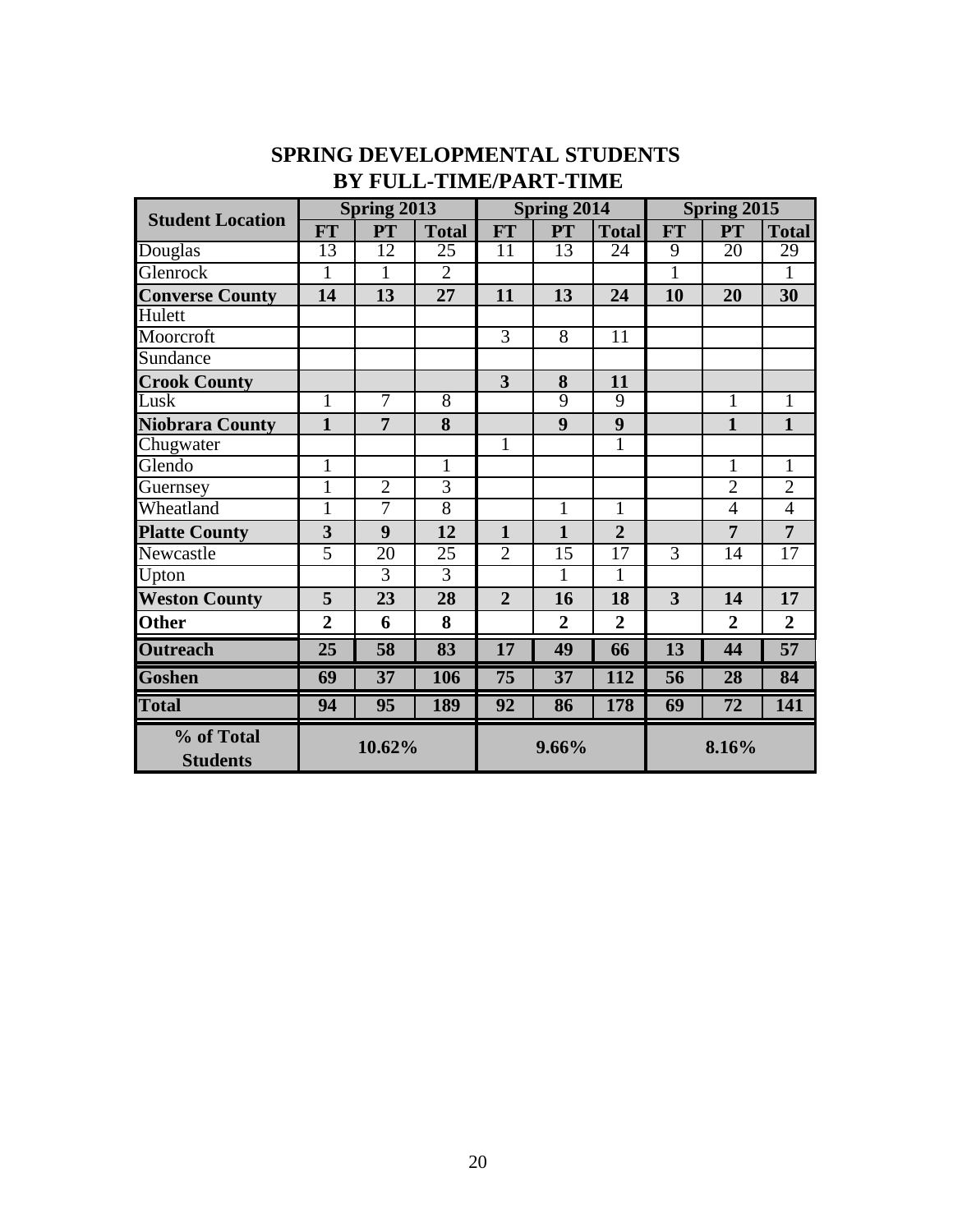# SPRING DEVELOPMENTAL STUDENTS BY FULL-TIME/PART-TIME

| Student Location | Spring 2013 | | | Spring 2014 | | | Spring 2015 | | |
|---|---|---|---|---|---|---|---|---|---|
| | FT | PT | Total | FT | PT | Total | FT | PT | Total |
| Douglas | 13 | 12 | 25 | 11 | 13 | 24 | 9 | 20 | 29 |
| Glenrock | 1 | 1 | 2 | | | | 1 | | 1 |
| **Converse County** | **14** | **13** | **27** | **11** | **13** | **24** | **10** | **20** | **30** |
| Hulett | | | | | | | | | |
| Moorcroft | | | | 3 | 8 | 11 | | | |
| Sundance | | | | | | | | | |
| **Crook County** | | | | **3** | **8** | **11** | | | |
| Lusk | 1 | 7 | 8 | | 9 | 9 | | 1 | 1 |
| **Niobrara County** | **1** | **7** | **8** | | **9** | **9** | | **1** | **1** |
| Chugwater | | | | 1 | | 1 | | | |
| Glendo | 1 | | 1 | | | | | 1 | 1 |
| Guernsey | 1 | 2 | 3 | | | | | 2 | 2 |
| Wheatland | 1 | 7 | 8 | | 1 | 1 | | 4 | 4 |
| **Platte County** | **3** | **9** | **12** | **1** | **1** | **2** | | **7** | **7** |
| Newcastle | 5 | 20 | 25 | 2 | 15 | 17 | 3 | 14 | 17 |
| Upton | | 3 | 3 | | 1 | 1 | | | |
| **Weston County** | **5** | **23** | **28** | **2** | **16** | **18** | **3** | **14** | **17** |
| **Other** | **2** | **6** | **8** | | **2** | **2** | | **2** | **2** |
| **Outreach** | **25** | **58** | **83** | **17** | **49** | **66** | **13** | **44** | **57** |
| **Goshen** | **69** | **37** | **106** | **75** | **37** | **112** | **56** | **28** | **84** |
| **Total** | **94** | **95** | **189** | **92** | **86** | **178** | **69** | **72** | **141** |
| **% of Total Students** | **10.62%** | | | **9.66%** | | | **8.16%** | | |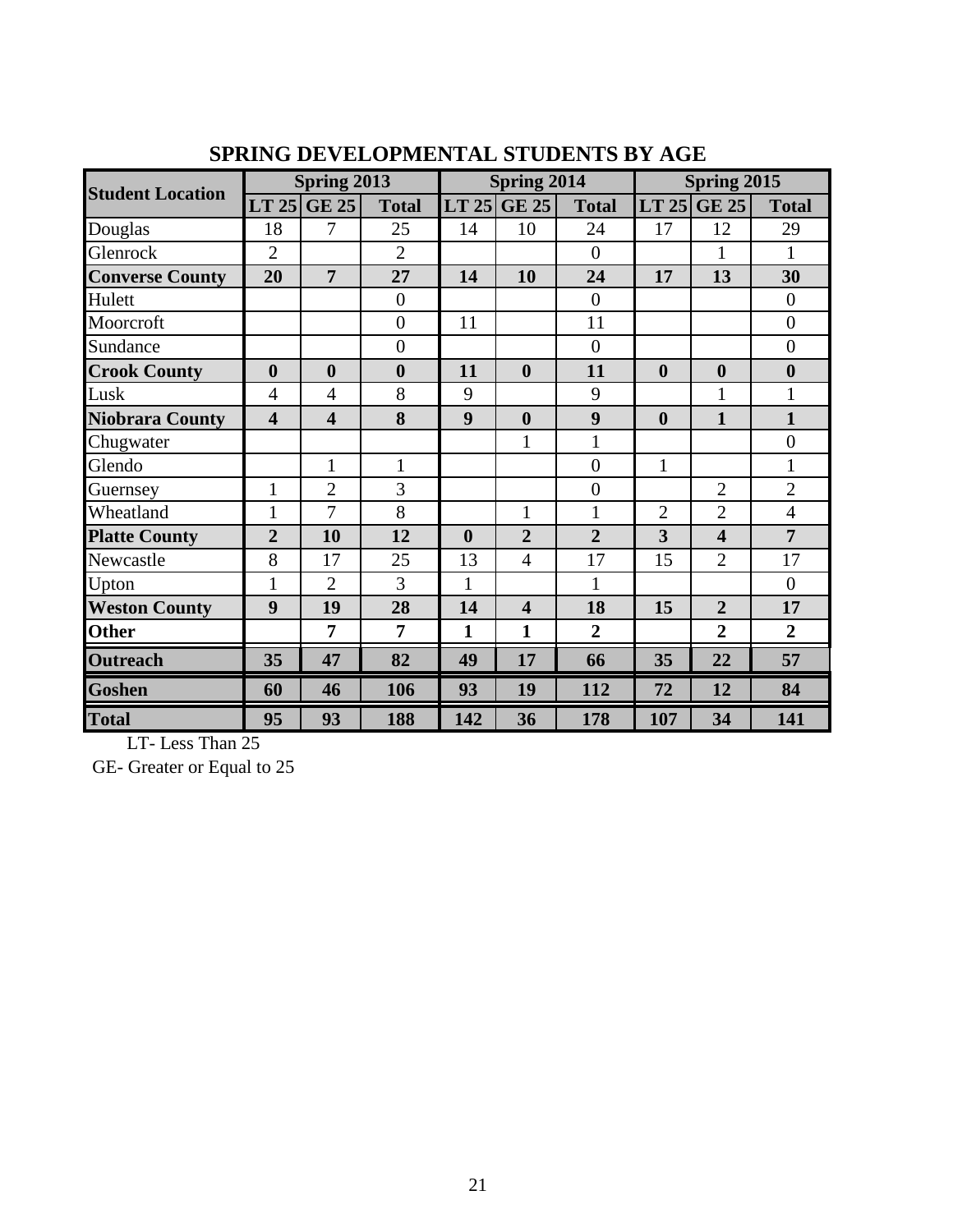## SPRING DEVELOPMENTAL STUDENTS BY AGE

| Student Location | Spring 2013 | | | Spring 2014 | | | Spring 2015 | | |
|---|---|---|---|---|---|---|---|---|---|
| | LT 25 | GE 25 | Total | LT 25 | GE 25 | Total | LT 25 | GE 25 | Total |
| Douglas | 18 | 7 | 25 | 14 | 10 | 24 | 17 | 12 | 29 |
| Glenrock | 2 | | 2 | | | 0 | | 1 | 1 |
| **Converse County** | **20** | **7** | **27** | **14** | **10** | **24** | **17** | **13** | **30** |
| Hulett | | | 0 | | | 0 | | | 0 |
| Moorcroft | | | 0 | 11 | | 11 | | | 0 |
| Sundance | | | 0 | | | 0 | | | 0 |
| **Crook County** | **0** | **0** | **0** | **11** | **0** | **11** | **0** | **0** | **0** |
| Lusk | 4 | 4 | 8 | 9 | | 9 | | 1 | 1 |
| **Niobrara County** | **4** | **4** | **8** | **9** | **0** | **9** | **0** | **1** | **1** |
| Chugwater | | | | | 1 | 1 | | | 0 |
| Glendo | | 1 | 1 | | | 0 | 1 | | 1 |
| Guernsey | 1 | 2 | 3 | | | 0 | | 2 | 2 |
| Wheatland | 1 | 7 | 8 | | 1 | 1 | 2 | 2 | 4 |
| **Platte County** | **2** | **10** | **12** | **0** | **2** | **2** | **3** | **4** | **7** |
| Newcastle | 8 | 17 | 25 | 13 | 4 | 17 | 15 | 2 | 17 |
| Upton | 1 | 2 | 3 | 1 | | 1 | | | 0 |
| **Weston County** | **9** | **19** | **28** | **14** | **4** | **18** | **15** | **2** | **17** |
| **Other** | | **7** | **7** | **1** | **1** | **2** | | **2** | **2** |
| **Outreach** | **35** | **47** | **82** | **49** | **17** | **66** | **35** | **22** | **57** |
| **Goshen** | **60** | **46** | **106** | **93** | **19** | **112** | **72** | **12** | **84** |
| **Total** | **95** | **93** | **188** | **142** | **36** | **178** | **107** | **34** | **141** |

LT- Less Than 25

GE- Greater or Equal to 25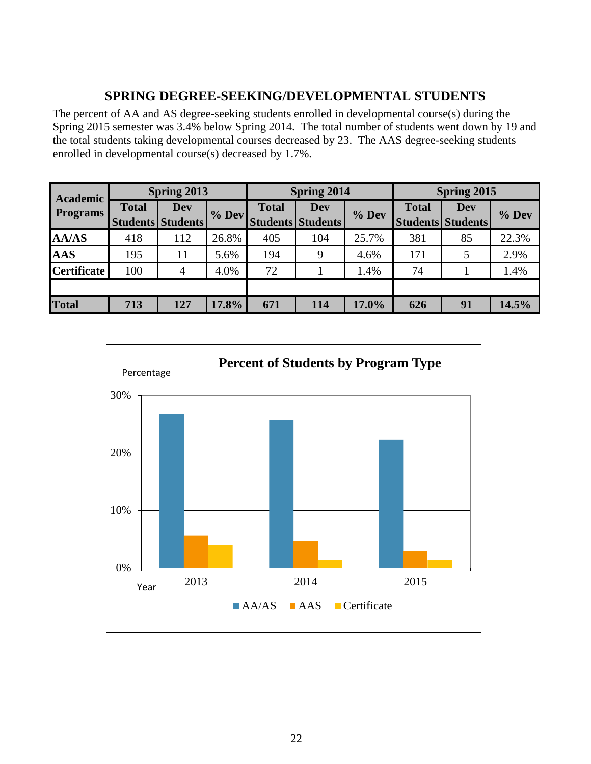## SPRING DEGREE-SEEKING/DEVELOPMENTAL STUDENTS

The percent of AA and AS degree-seeking students enrolled in developmental course(s) during the Spring 2015 semester was 3.4% below Spring 2014. The total number of students went down by 19 and the total students taking developmental courses decreased by 23. The AAS degree-seeking students enrolled in developmental course(s) decreased by 1.7%.

| Academic Programs | Spring 2013 | | | Spring 2014 | | | Spring 2015 | | |
|---|---|---|---|---|---|---|---|---|---|
| | Total Students | Dev Students | % Dev | Total Students | Dev Students | % Dev | Total Students | Dev Students | % Dev |
| **AA/AS** | 418 | 112 | 26.8% | 405 | 104 | 25.7% | 381 | 85 | 22.3% |
| **AAS** | 195 | 11 | 5.6% | 194 | 9 | 4.6% | 171 | 5 | 2.9% |
| **Certificate** | 100 | 4 | 4.0% | 72 | 1 | 1.4% | 74 | 1 | 1.4% |
| | | | | | | | | | |
| **Total** | **713** | **127** | **17.8%** | **671** | **114** | **17.0%** | **626** | **91** | **14.5%** |

**Percent of Students by Program Type**

| Year | AA/AS | AAS | Certificate |
|---|---|---|---|
| 2013 | 26.8% | 5.6% | 4.0% |
| 2014 | 25.7% | 4.6% | 1.4% |
| 2015 | 22.3% | 2.9% | 1.4% |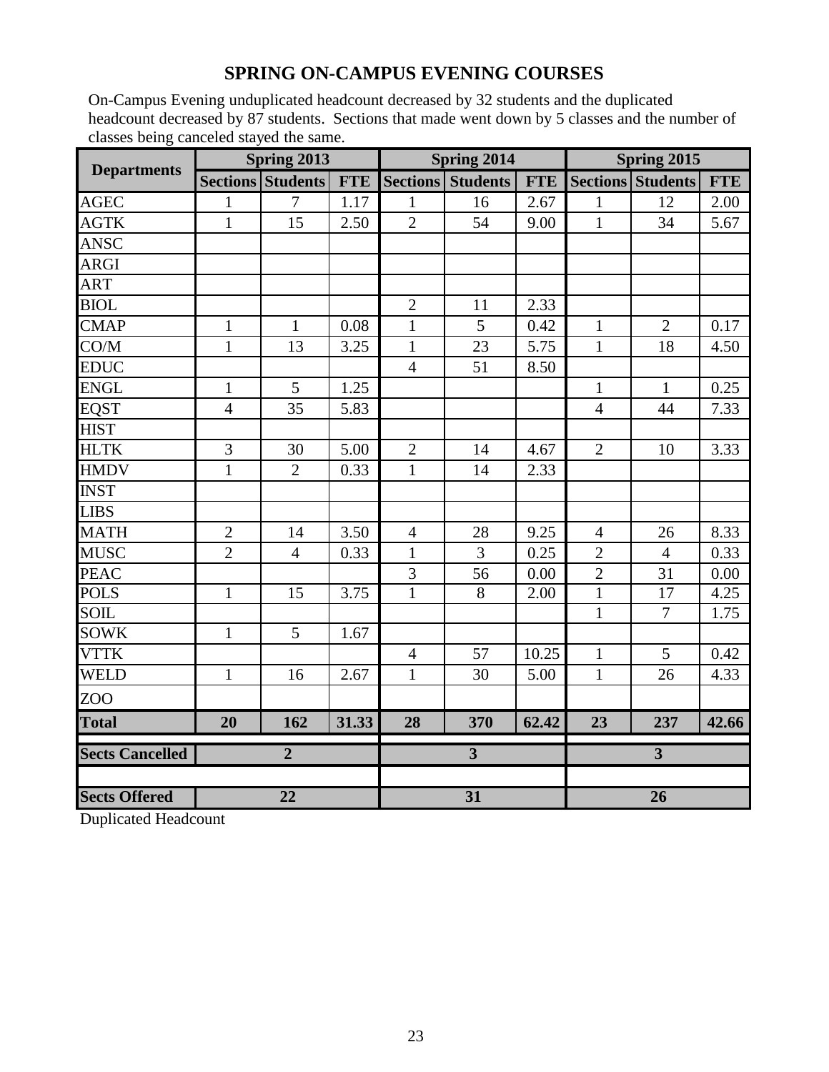## SPRING ON-CAMPUS EVENING COURSES

On-Campus Evening unduplicated headcount decreased by 32 students and the duplicated headcount decreased by 87 students. Sections that made went down by 5 classes and the number of classes being canceled stayed the same.

| Departments | Spring 2013 | | | Spring 2014 | | | Spring 2015 | | |
|---|---|---|---|---|---|---|---|---|---|
| | Sections | Students | FTE | Sections | Students | FTE | Sections | Students | FTE |
| AGEC | 1 | 7 | 1.17 | 1 | 16 | 2.67 | 1 | 12 | 2.00 |
| AGTK | 1 | 15 | 2.50 | 2 | 54 | 9.00 | 1 | 34 | 5.67 |
| ANSC | | | | | | | | | |
| ARGI | | | | | | | | | |
| ART | | | | | | | | | |
| BIOL | | | | 2 | 11 | 2.33 | | | |
| CMAP | 1 | 1 | 0.08 | 1 | 5 | 0.42 | 1 | 2 | 0.17 |
| CO/M | 1 | 13 | 3.25 | 1 | 23 | 5.75 | 1 | 18 | 4.50 |
| EDUC | | | | 4 | 51 | 8.50 | | | |
| ENGL | 1 | 5 | 1.25 | | | | 1 | 1 | 0.25 |
| EQST | 4 | 35 | 5.83 | | | | 4 | 44 | 7.33 |
| HIST | | | | | | | | | |
| HLTK | 3 | 30 | 5.00 | 2 | 14 | 4.67 | 2 | 10 | 3.33 |
| HMDV | 1 | 2 | 0.33 | 1 | 14 | 2.33 | | | |
| INST | | | | | | | | | |
| LIBS | | | | | | | | | |
| MATH | 2 | 14 | 3.50 | 4 | 28 | 9.25 | 4 | 26 | 8.33 |
| MUSC | 2 | 4 | 0.33 | 1 | 3 | 0.25 | 2 | 4 | 0.33 |
| PEAC | | | | 3 | 56 | 0.00 | 2 | 31 | 0.00 |
| POLS | 1 | 15 | 3.75 | 1 | 8 | 2.00 | 1 | 17 | 4.25 |
| SOIL | | | | | | | 1 | 7 | 1.75 |
| SOWK | 1 | 5 | 1.67 | | | | | | |
| VTTK | | | | 4 | 57 | 10.25 | 1 | 5 | 0.42 |
| WELD | 1 | 16 | 2.67 | 1 | 30 | 5.00 | 1 | 26 | 4.33 |
| ZOO | | | | | | | | | |
| **Total** | **20** | **162** | **31.33** | **28** | **370** | **62.42** | **23** | **237** | **42.66** |
| **Sects Cancelled** | **2** | | | **3** | | | **3** | | |
| **Sects Offered** | **22** | | | **31** | | | **26** | | |

Duplicated Headcount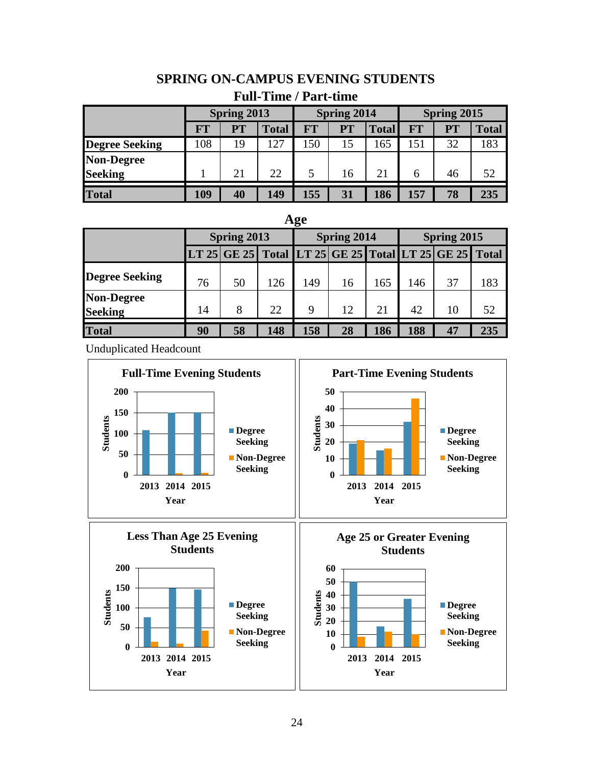# SPRING ON-CAMPUS EVENING STUDENTS

## Full-Time / Part-time

| | Spring 2013 | | | Spring 2014 | | | Spring 2015 | | |
|---|---|---|---|---|---|---|---|---|---|
| | FT | PT | Total | FT | PT | Total | FT | PT | Total |
| Degree Seeking | 108 | 19 | 127 | 150 | 15 | 165 | 151 | 32 | 183 |
| Non-Degree Seeking | 1 | 21 | 22 | 5 | 16 | 21 | 6 | 46 | 52 |
| **Total** | **109** | **40** | **149** | **155** | **31** | **186** | **157** | **78** | **235** |

## Age

| | Spring 2013 | | | Spring 2014 | | | Spring 2015 | | |
|---|---|---|---|---|---|---|---|---|---|
| | LT 25 | GE 25 | Total | LT 25 | GE 25 | Total | LT 25 | GE 25 | Total |
| Degree Seeking | 76 | 50 | 126 | 149 | 16 | 165 | 146 | 37 | 183 |
| Non-Degree Seeking | 14 | 8 | 22 | 9 | 12 | 21 | 42 | 10 | 52 |
| **Total** | **90** | **58** | **148** | **158** | **28** | **186** | **188** | **47** | **235** |

Unduplicated Headcount

**Full-Time Evening Students**

| Year | Degree Seeking | Non-Degree Seeking |
|---|---|---|
| 2013 | 108 | 1 |
| 2014 | 150 | 5 |
| 2015 | 151 | 6 |

**Part-Time Evening Students**

| Year | Degree Seeking | Non-Degree Seeking |
|---|---|---|
| 2013 | 19 | 21 |
| 2014 | 15 | 16 |
| 2015 | 32 | 46 |

**Less Than Age 25 Evening Students**

| Year | Degree Seeking | Non-Degree Seeking |
|---|---|---|
| 2013 | 76 | 14 |
| 2014 | 149 | 9 |
| 2015 | 146 | 42 |

**Age 25 or Greater Evening Students**

| Year | Degree Seeking | Non-Degree Seeking |
|---|---|---|
| 2013 | 50 | 8 |
| 2014 | 16 | 12 |
| 2015 | 37 | 10 |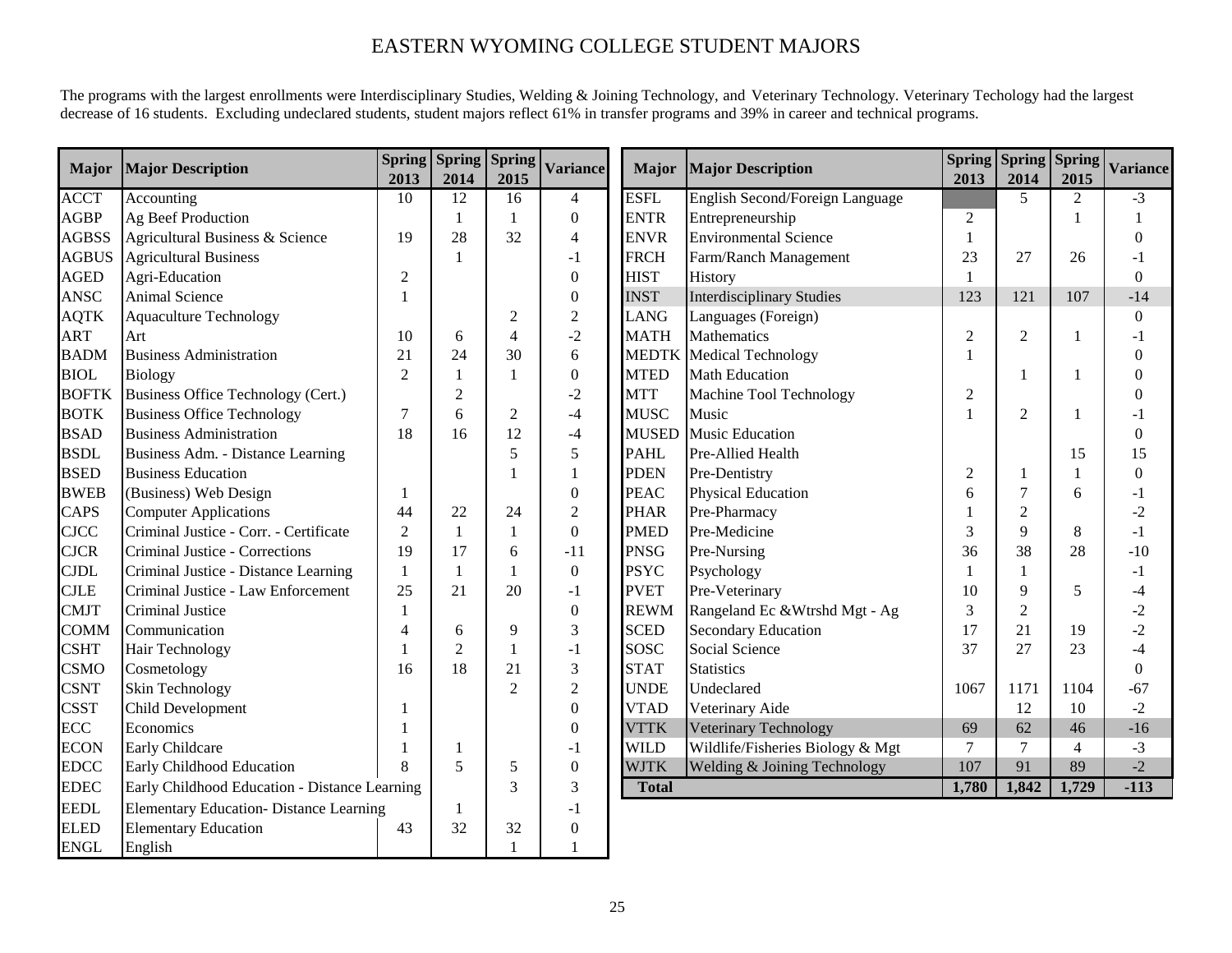# EASTERN WYOMING COLLEGE STUDENT MAJORS

The programs with the largest enrollments were Interdisciplinary Studies, Welding & Joining Technology, and Veterinary Technology. Veterinary Techology had the largest decrease of 16 students. Excluding undeclared students, student majors reflect 61% in transfer programs and 39% in career and technical programs.

| Major | Major Description | Spring 2013 | Spring 2014 | Spring 2015 | Variance |
|---|---|---|---|---|---|
| ACCT | Accounting | 10 | 12 | 16 | 4 |
| AGBP | Ag Beef Production | | 1 | 1 | 0 |
| AGBSS | Agricultural Business & Science | 19 | 28 | 32 | 4 |
| AGBUS | Agricultural Business | | 1 | | -1 |
| AGED | Agri-Education | 2 | | | 0 |
| ANSC | Animal Science | 1 | | | 0 |
| AQTK | Aquaculture Technology | | | 2 | 2 |
| ART | Art | 10 | 6 | 4 | -2 |
| BADM | Business Administration | 21 | 24 | 30 | 6 |
| BIOL | Biology | 2 | 1 | 1 | 0 |
| BOFTK | Business Office Technology (Cert.) | | 2 | | -2 |
| BOTK | Business Office Technology | 7 | 6 | 2 | -4 |
| BSAD | Business Administration | 18 | 16 | 12 | -4 |
| BSDL | Business Adm. - Distance Learning | | | 5 | 5 |
| BSED | Business Education | | | 1 | 1 |
| BWEB | (Business) Web Design | 1 | | | 0 |
| CAPS | Computer Applications | 44 | 22 | 24 | 2 |
| CJCC | Criminal Justice - Corr. - Certificate | 2 | 1 | 1 | 0 |
| CJCR | Criminal Justice - Corrections | 19 | 17 | 6 | -11 |
| CJDL | Criminal Justice - Distance Learning | 1 | 1 | 1 | 0 |
| CJLE | Criminal Justice - Law Enforcement | 25 | 21 | 20 | -1 |
| CMJT | Criminal Justice | 1 | | | 0 |
| COMM | Communication | 4 | 6 | 9 | 3 |
| CSHT | Hair Technology | 1 | 2 | 1 | -1 |
| CSMO | Cosmetology | 16 | 18 | 21 | 3 |
| CSNT | Skin Technology | | | 2 | 2 |
| CSST | Child Development | 1 | | | 0 |
| ECC | Economics | 1 | | | 0 |
| ECON | Early Childcare | 1 | 1 | | -1 |
| EDCC | Early Childhood Education | 8 | 5 | 5 | 0 |
| EDEC | Early Childhood Education - Distance Learning | | | 3 | 3 |
| EEDL | Elementary Education- Distance Learning | | 1 | | -1 |
| ELED | Elementary Education | 43 | 32 | 32 | 0 |
| ENGL | English | | | 1 | 1 |
| ESFL | English Second/Foreign Language | | 5 | 2 | -3 |
| ENTR | Entrepreneurship | 2 | | 1 | 1 |
| ENVR | Environmental Science | 1 | | | 0 |
| FRCH | Farm/Ranch Management | 23 | 27 | 26 | -1 |
| HIST | History | 1 | | | 0 |
| INST | Interdisciplinary Studies | 123 | 121 | 107 | -14 |
| LANG | Languages (Foreign) | | | | 0 |
| MATH | Mathematics | 2 | 2 | 1 | -1 |
| MEDTK | Medical Technology | 1 | | | 0 |
| MTED | Math Education | | 1 | 1 | 0 |
| MTT | Machine Tool Technology | 2 | | | 0 |
| MUSC | Music | 1 | 2 | 1 | -1 |
| MUSED | Music Education | | | | 0 |
| PAHL | Pre-Allied Health | | | 15 | 15 |
| PDEN | Pre-Dentistry | 2 | 1 | 1 | 0 |
| PEAC | Physical Education | 6 | 7 | 6 | -1 |
| PHAR | Pre-Pharmacy | 1 | 2 | | -2 |
| PMED | Pre-Medicine | 3 | 9 | 8 | -1 |
| PNSG | Pre-Nursing | 36 | 38 | 28 | -10 |
| PSYC | Psychology | 1 | 1 | | -1 |
| PVET | Pre-Veterinary | 10 | 9 | 5 | -4 |
| REWM | Rangeland Ec &Wtrshd Mgt - Ag | 3 | 2 | | -2 |
| SCED | Secondary Education | 17 | 21 | 19 | -2 |
| SOSC | Social Science | 37 | 27 | 23 | -4 |
| STAT | Statistics | | | | 0 |
| UNDE | Undeclared | 1067 | 1171 | 1104 | -67 |
| VTAD | Veterinary Aide | | 12 | 10 | -2 |
| VTTK | Veterinary Technology | 69 | 62 | 46 | -16 |
| WILD | Wildlife/Fisheries Biology & Mgt | 7 | 7 | 4 | -3 |
| WJTK | Welding & Joining Technology | 107 | 91 | 89 | -2 |
| **Total** | | **1,780** | **1,842** | **1,729** | **-113** |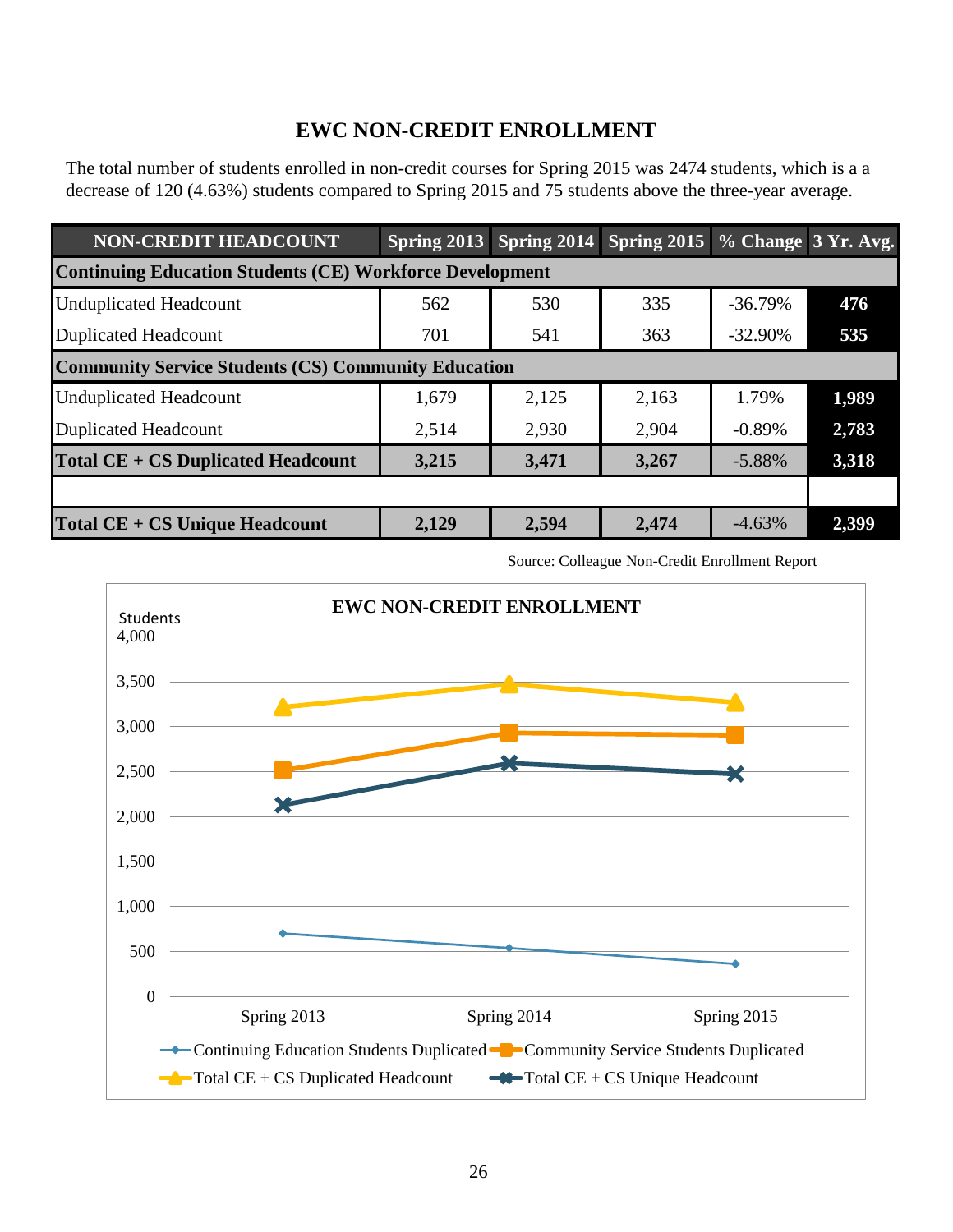# EWC NON-CREDIT ENROLLMENT

The total number of students enrolled in non-credit courses for Spring 2015 was 2474 students, which is a a decrease of 120 (4.63%) students compared to Spring 2015 and 75 students above the three-year average.

| NON-CREDIT HEADCOUNT | Spring 2013 | Spring 2014 | Spring 2015 | % Change | 3 Yr. Avg. |
|---|---|---|---|---|---|
| **Continuing Education Students (CE) Workforce Development** | | | | | |
| Unduplicated Headcount | 562 | 530 | 335 | -36.79% | **476** |
| Duplicated Headcount | 701 | 541 | 363 | -32.90% | **535** |
| **Community Service Students (CS) Community Education** | | | | | |
| Unduplicated Headcount | 1,679 | 2,125 | 2,163 | 1.79% | **1,989** |
| Duplicated Headcount | 2,514 | 2,930 | 2,904 | -0.89% | **2,783** |
| **Total CE + CS Duplicated Headcount** | **3,215** | **3,471** | **3,267** | -5.88% | **3,318** |
| | | | | | |
| **Total CE + CS Unique Headcount** | **2,129** | **2,594** | **2,474** | -4.63% | **2,399** |

Source: Colleague Non-Credit Enrollment Report

**EWC NON-CREDIT ENROLLMENT**

Students

| | Spring 2013 | Spring 2014 | Spring 2015 |
|---|---|---|---|
| Continuing Education Students Duplicated | 701 | 541 | 363 |
| Community Service Students Duplicated | 2,514 | 2,930 | 2,904 |
| Total CE + CS Duplicated Headcount | 3,215 | 3,471 | 3,267 |
| Total CE + CS Unique Headcount | 2,129 | 2,594 | 2,474 |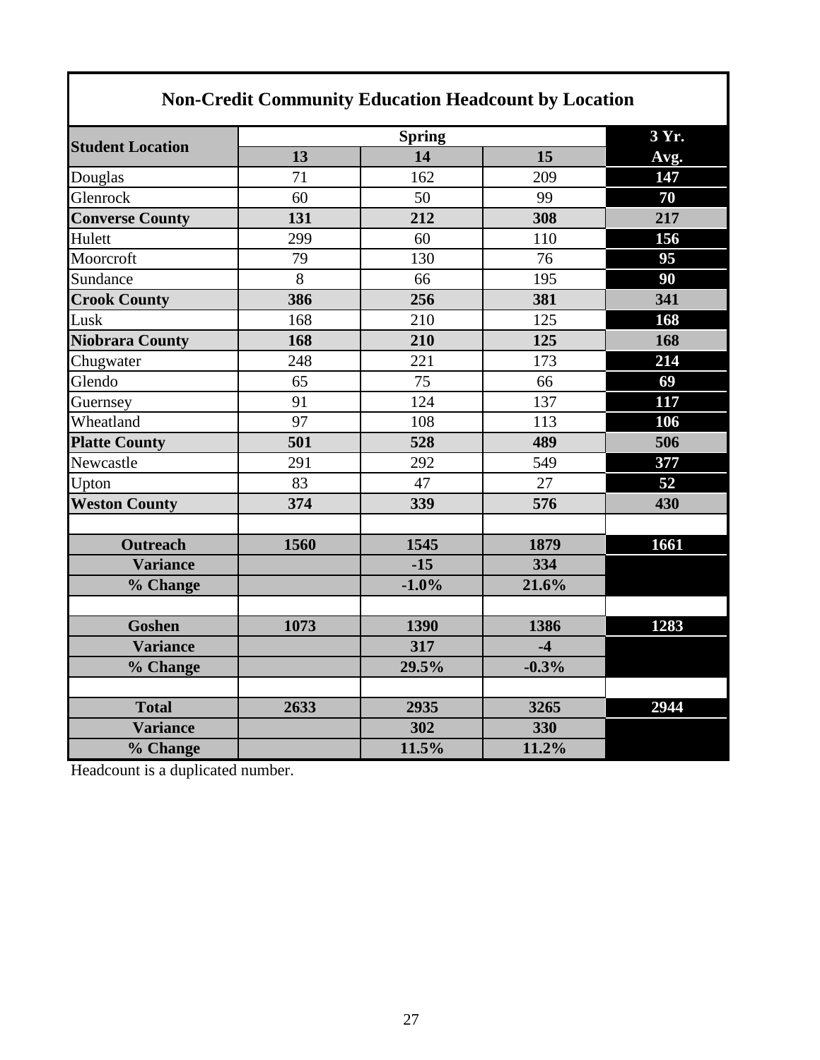## Non-Credit Community Education Headcount by Location

| Student Location | Spring | | | 3 Yr. Avg. |
|---|---|---|---|---|
| | 13 | 14 | 15 | |
| Douglas | 71 | 162 | 209 | **147** |
| Glenrock | 60 | 50 | 99 | **70** |
| **Converse County** | **131** | **212** | **308** | **217** |
| Hulett | 299 | 60 | 110 | **156** |
| Moorcroft | 79 | 130 | 76 | **95** |
| Sundance | 8 | 66 | 195 | **90** |
| **Crook County** | **386** | **256** | **381** | **341** |
| Lusk | 168 | 210 | 125 | **168** |
| **Niobrara County** | **168** | **210** | **125** | **168** |
| Chugwater | 248 | 221 | 173 | **214** |
| Glendo | 65 | 75 | 66 | **69** |
| Guernsey | 91 | 124 | 137 | **117** |
| Wheatland | 97 | 108 | 113 | **106** |
| **Platte County** | **501** | **528** | **489** | **506** |
| Newcastle | 291 | 292 | 549 | **377** |
| Upton | 83 | 47 | 27 | **52** |
| **Weston County** | **374** | **339** | **576** | **430** |
| | | | | |
| **Outreach** | **1560** | **1545** | **1879** | **1661** |
| **Variance** | | **-15** | **334** | |
| **% Change** | | **-1.0%** | **21.6%** | |
| | | | | |
| **Goshen** | **1073** | **1390** | **1386** | **1283** |
| **Variance** | | **317** | **-4** | |
| **% Change** | | **29.5%** | **-0.3%** | |
| | | | | |
| **Total** | **2633** | **2935** | **3265** | **2944** |
| **Variance** | | **302** | **330** | |
| **% Change** | | **11.5%** | **11.2%** | |

Headcount is a duplicated number.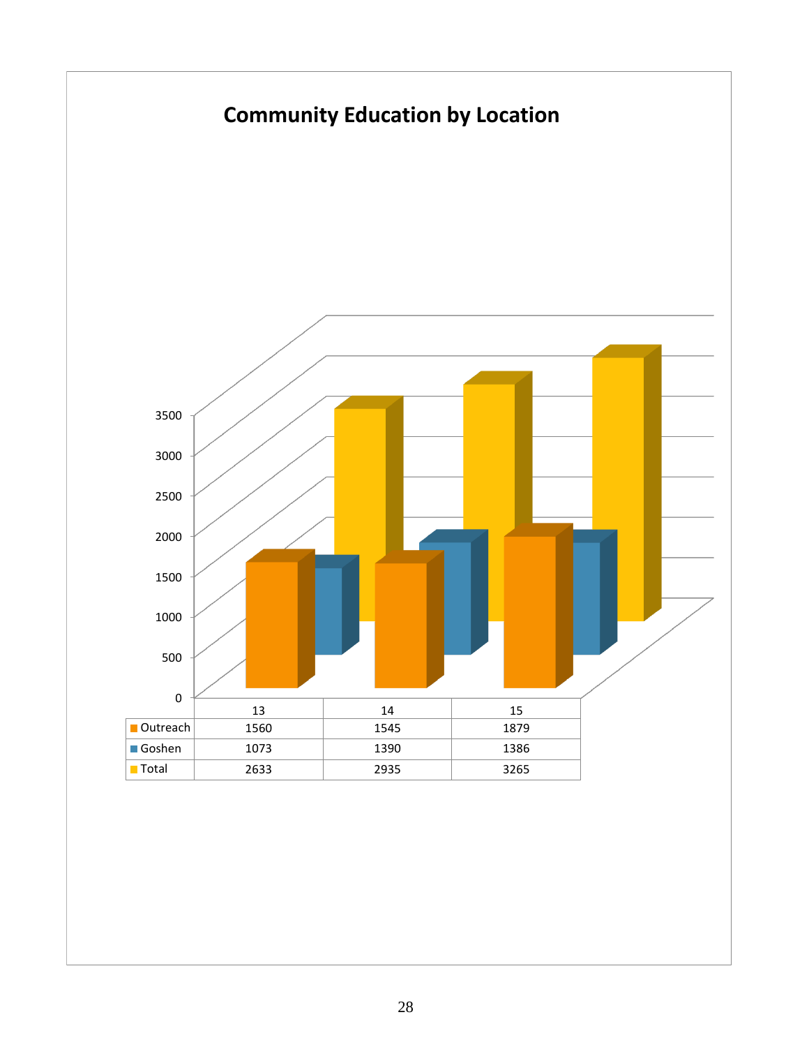## Community Education by Location

| | 13 | 14 | 15 |
|---|---|---|---|
| Outreach | 1560 | 1545 | 1879 |
| Goshen | 1073 | 1390 | 1386 |
| Total | 2633 | 2935 | 3265 |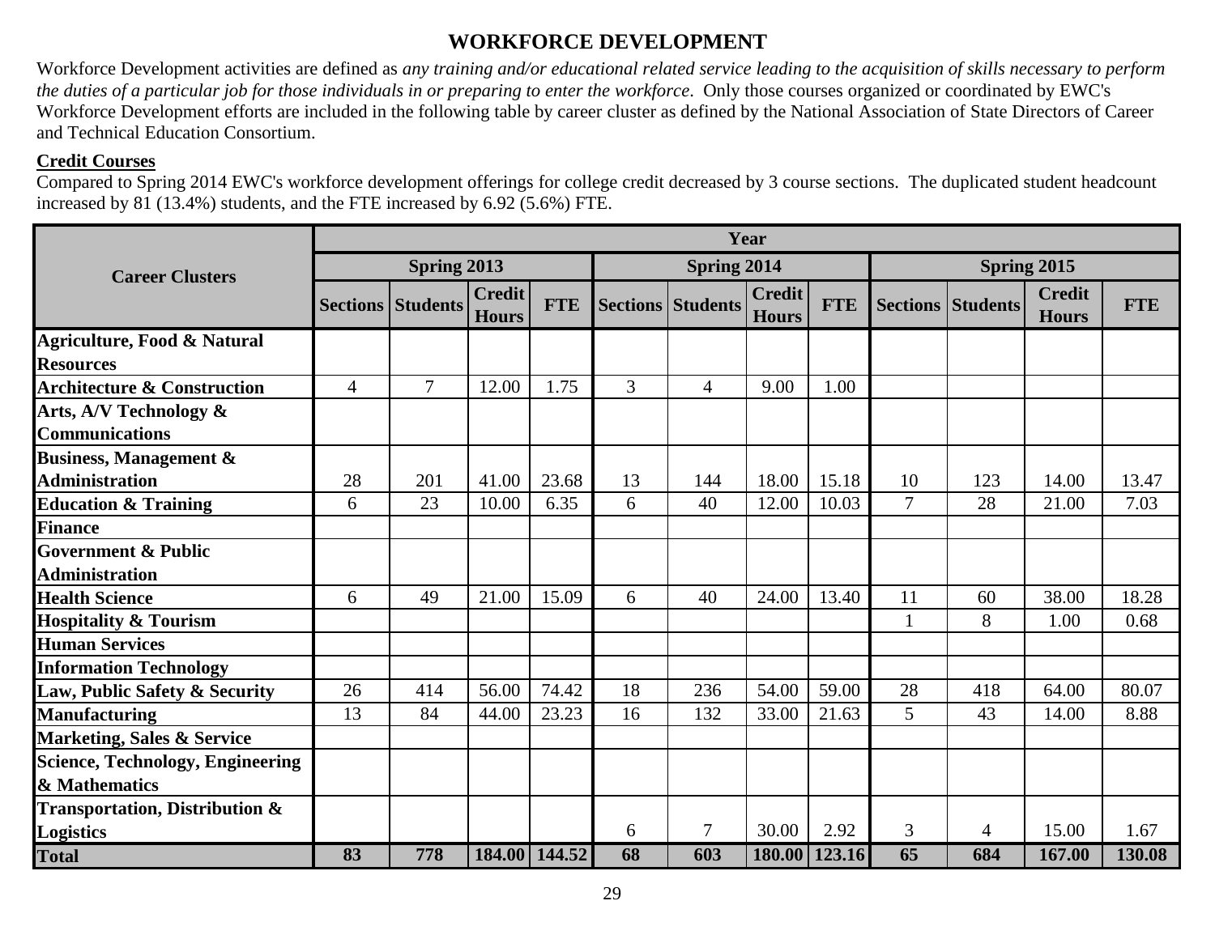# WORKFORCE DEVELOPMENT

Workforce Development activities are defined as *any training and/or educational related service leading to the acquisition of skills necessary to perform the duties of a particular job for those individuals in or preparing to enter the workforce*. Only those courses organized or coordinated by EWC's Workforce Development efforts are included in the following table by career cluster as defined by the National Association of State Directors of Career and Technical Education Consortium.

**Credit Courses**

Compared to Spring 2014 EWC's workforce development offerings for college credit decreased by 3 course sections. The duplicated student headcount increased by 81 (13.4%) students, and the FTE increased by 6.92 (5.6%) FTE.

| Career Clusters | Year | | | | | | | | | | | |
|---|---|---|---|---|---|---|---|---|---|---|---|---|
| | Spring 2013 | | | | Spring 2014 | | | | Spring 2015 | | | |
| | Sections | Students | Credit Hours | FTE | Sections | Students | Credit Hours | FTE | Sections | Students | Credit Hours | FTE |
| Agriculture, Food & Natural Resources | | | | | | | | | | | | |
| Architecture & Construction | 4 | 7 | 12.00 | 1.75 | 3 | 4 | 9.00 | 1.00 | | | | |
| Arts, A/V Technology & Communications | | | | | | | | | | | | |
| Business, Management & Administration | 28 | 201 | 41.00 | 23.68 | 13 | 144 | 18.00 | 15.18 | 10 | 123 | 14.00 | 13.47 |
| Education & Training | 6 | 23 | 10.00 | 6.35 | 6 | 40 | 12.00 | 10.03 | 7 | 28 | 21.00 | 7.03 |
| Finance | | | | | | | | | | | | |
| Government & Public Administration | | | | | | | | | | | | |
| Health Science | 6 | 49 | 21.00 | 15.09 | 6 | 40 | 24.00 | 13.40 | 11 | 60 | 38.00 | 18.28 |
| Hospitality & Tourism | | | | | | | | | 1 | 8 | 1.00 | 0.68 |
| Human Services | | | | | | | | | | | | |
| Information Technology | | | | | | | | | | | | |
| Law, Public Safety & Security | 26 | 414 | 56.00 | 74.42 | 18 | 236 | 54.00 | 59.00 | 28 | 418 | 64.00 | 80.07 |
| Manufacturing | 13 | 84 | 44.00 | 23.23 | 16 | 132 | 33.00 | 21.63 | 5 | 43 | 14.00 | 8.88 |
| Marketing, Sales & Service | | | | | | | | | | | | |
| Science, Technology, Engineering & Mathematics | | | | | | | | | | | | |
| Transportation, Distribution & Logistics | | | | | 6 | 7 | 30.00 | 2.92 | 3 | 4 | 15.00 | 1.67 |
| **Total** | **83** | **778** | **184.00** | **144.52** | **68** | **603** | **180.00** | **123.16** | **65** | **684** | **167.00** | **130.08** |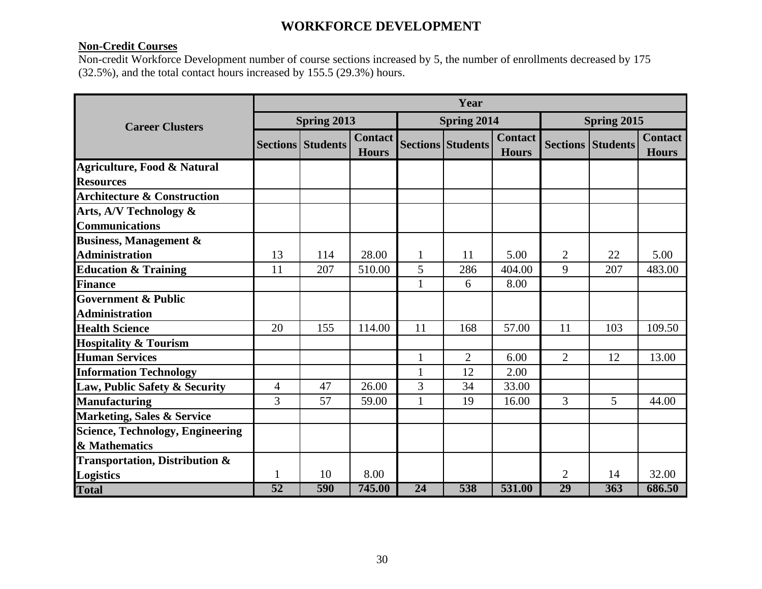# WORKFORCE DEVELOPMENT

**Non-Credit Courses**

Non-credit Workforce Development number of course sections increased by 5, the number of enrollments decreased by 175 (32.5%), and the total contact hours increased by 155.5 (29.3%) hours.

| Career Clusters | Year | | | | | | | | |
|---|---|---|---|---|---|---|---|---|---|
| | Spring 2013 | | | Spring 2014 | | | Spring 2015 | | |
| | Sections | Students | Contact Hours | Sections | Students | Contact Hours | Sections | Students | Contact Hours |
| **Agriculture, Food & Natural Resources** | | | | | | | | | |
| **Architecture & Construction** | | | | | | | | | |
| **Arts, A/V Technology & Communications** | | | | | | | | | |
| **Business, Management & Administration** | 13 | 114 | 28.00 | 1 | 11 | 5.00 | 2 | 22 | 5.00 |
| **Education & Training** | 11 | 207 | 510.00 | 5 | 286 | 404.00 | 9 | 207 | 483.00 |
| **Finance** | | | | 1 | 6 | 8.00 | | | |
| **Government & Public Administration** | | | | | | | | | |
| **Health Science** | 20 | 155 | 114.00 | 11 | 168 | 57.00 | 11 | 103 | 109.50 |
| **Hospitality & Tourism** | | | | | | | | | |
| **Human Services** | | | | 1 | 2 | 6.00 | 2 | 12 | 13.00 |
| **Information Technology** | | | | 1 | 12 | 2.00 | | | |
| **Law, Public Safety & Security** | 4 | 47 | 26.00 | 3 | 34 | 33.00 | | | |
| **Manufacturing** | 3 | 57 | 59.00 | 1 | 19 | 16.00 | 3 | 5 | 44.00 |
| **Marketing, Sales & Service** | | | | | | | | | |
| **Science, Technology, Engineering & Mathematics** | | | | | | | | | |
| **Transportation, Distribution & Logistics** | 1 | 10 | 8.00 | | | | 2 | 14 | 32.00 |
| **Total** | **52** | **590** | **745.00** | **24** | **538** | **531.00** | **29** | **363** | **686.50** |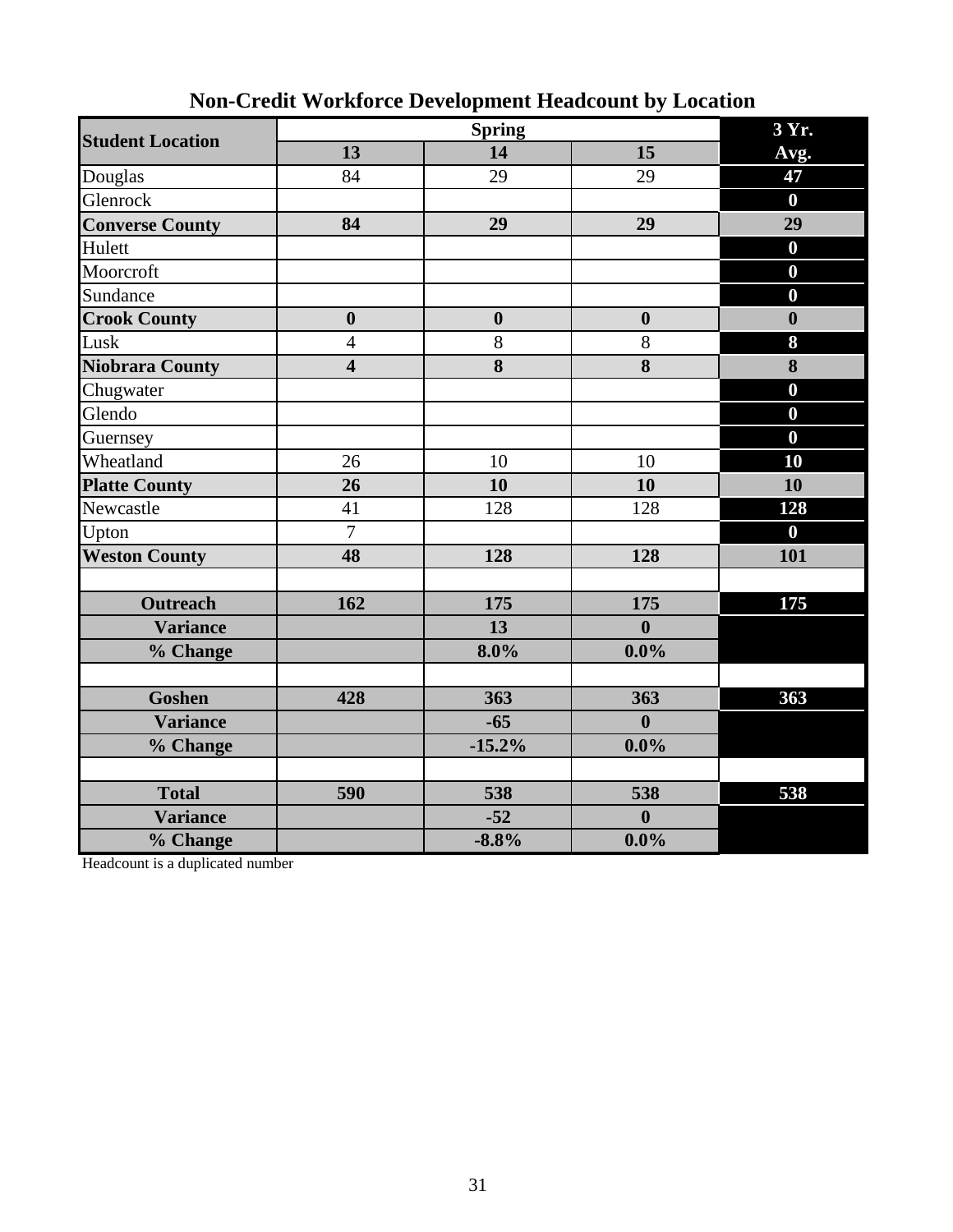## Non-Credit Workforce Development Headcount by Location

| Student Location | Spring | | | 3 Yr. |
|---|---|---|---|---|
| | 13 | 14 | 15 | Avg. |
| Douglas | 84 | 29 | 29 | **47** |
| Glenrock | | | | **0** |
| **Converse County** | **84** | **29** | **29** | **29** |
| Hulett | | | | **0** |
| Moorcroft | | | | **0** |
| Sundance | | | | **0** |
| **Crook County** | **0** | **0** | **0** | **0** |
| Lusk | 4 | 8 | 8 | **8** |
| **Niobrara County** | **4** | **8** | **8** | **8** |
| Chugwater | | | | **0** |
| Glendo | | | | **0** |
| Guernsey | | | | **0** |
| Wheatland | 26 | 10 | 10 | **10** |
| **Platte County** | **26** | **10** | **10** | **10** |
| Newcastle | 41 | 128 | 128 | **128** |
| Upton | 7 | | | **0** |
| **Weston County** | **48** | **128** | **128** | **101** |
| | | | | |
| **Outreach** | **162** | **175** | **175** | **175** |
| **Variance** | | **13** | **0** | |
| **% Change** | | **8.0%** | **0.0%** | |
| | | | | |
| **Goshen** | **428** | **363** | **363** | **363** |
| **Variance** | | **-65** | **0** | |
| **% Change** | | **-15.2%** | **0.0%** | |
| | | | | |
| **Total** | **590** | **538** | **538** | **538** |
| **Variance** | | **-52** | **0** | |
| **% Change** | | **-8.8%** | **0.0%** | |

Headcount is a duplicated number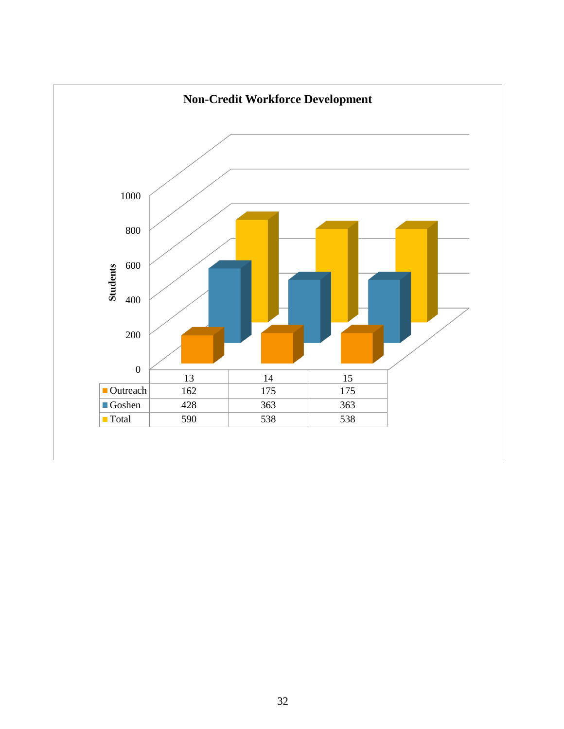**Non-Credit Workforce Development**

| | 13 | 14 | 15 |
|---|---|---|---|
| Outreach | 162 | 175 | 175 |
| Goshen | 428 | 363 | 363 |
| Total | 590 | 538 | 538 |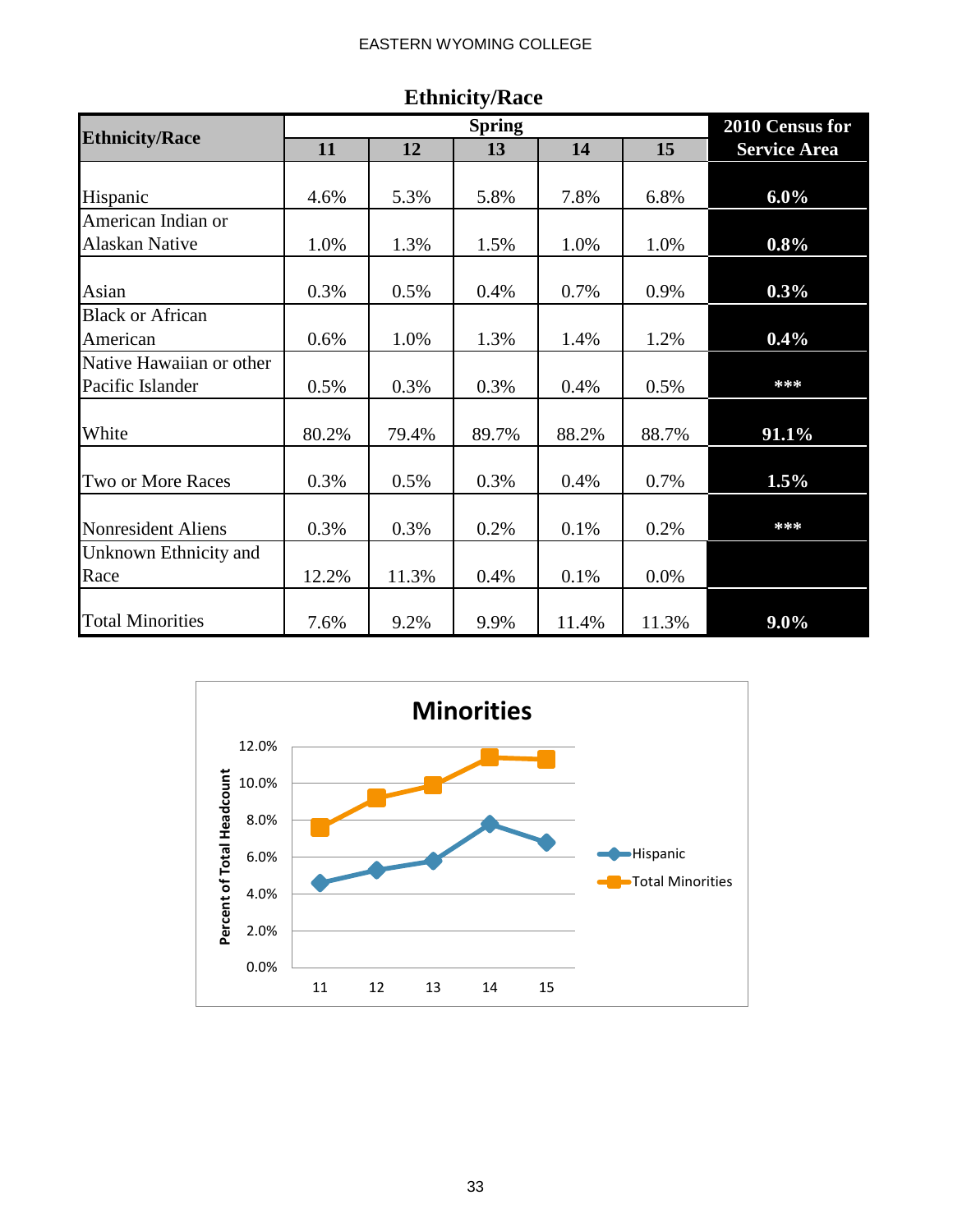## Ethnicity/Race

| Ethnicity/Race | Spring | | | | | 2010 Census for Service Area |
|---|---|---|---|---|---|---|
| | 11 | 12 | 13 | 14 | 15 | |
| Hispanic | 4.6% | 5.3% | 5.8% | 7.8% | 6.8% | **6.0%** |
| American Indian or Alaskan Native | 1.0% | 1.3% | 1.5% | 1.0% | 1.0% | **0.8%** |
| Asian | 0.3% | 0.5% | 0.4% | 0.7% | 0.9% | **0.3%** |
| Black or African American | 0.6% | 1.0% | 1.3% | 1.4% | 1.2% | **0.4%** |
| Native Hawaiian or other Pacific Islander | 0.5% | 0.3% | 0.3% | 0.4% | 0.5% | *** |
| White | 80.2% | 79.4% | 89.7% | 88.2% | 88.7% | **91.1%** |
| Two or More Races | 0.3% | 0.5% | 0.3% | 0.4% | 0.7% | **1.5%** |
| Nonresident Aliens | 0.3% | 0.3% | 0.2% | 0.1% | 0.2% | *** |
| Unknown Ethnicity and Race | 12.2% | 11.3% | 0.4% | 0.1% | 0.0% | |
| Total Minorities | 7.6% | 9.2% | 9.9% | 11.4% | 11.3% | **9.0%** |

Minorities

Percent of Total Headcount

12.0%
10.0%
8.0%
6.0%
4.0%
2.0%
0.0%

11 12 13 14 15

Hispanic
Total Minorities